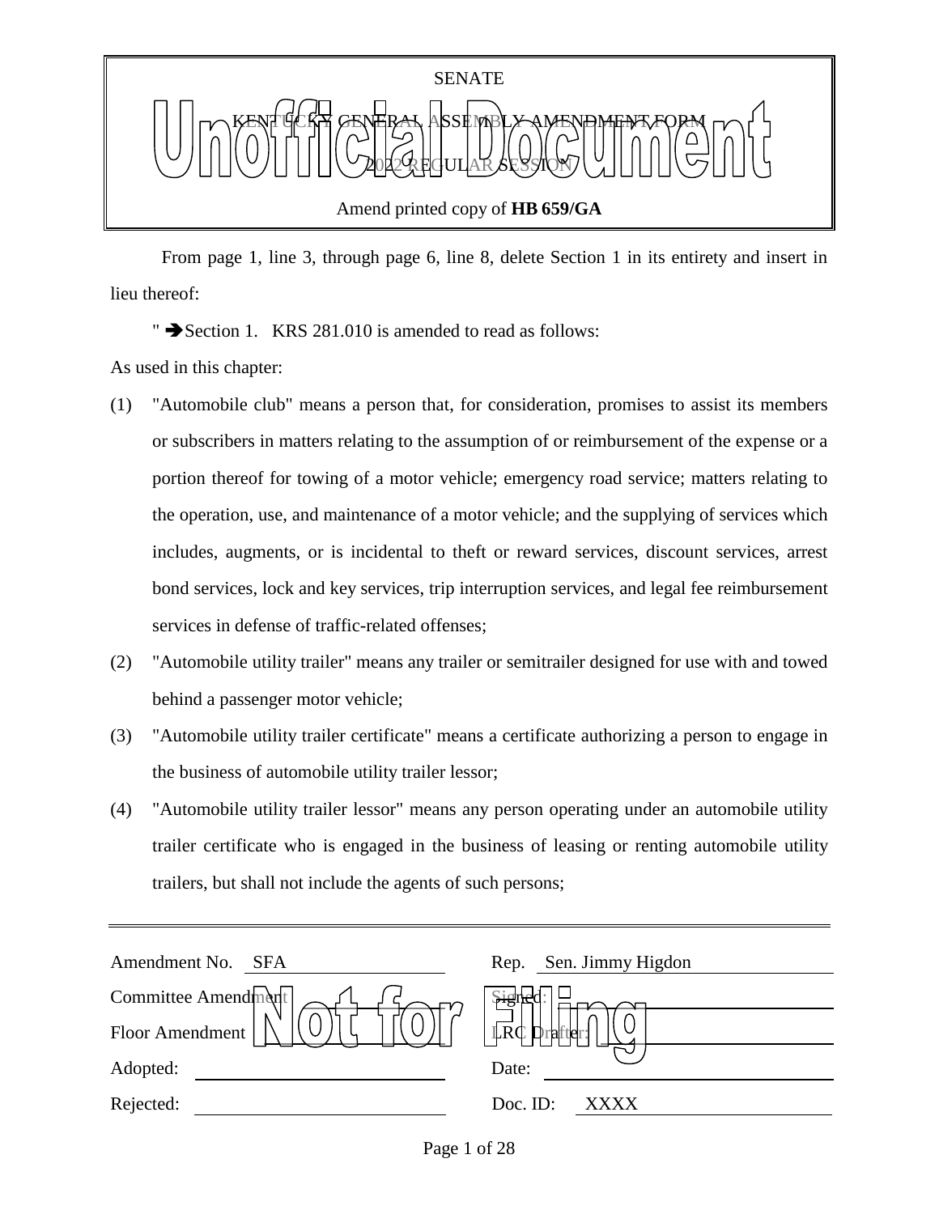SENATE

KENTUCKY GENERAL ASSEMBLY AMENDMENT FORM

2022 REGULAR SESSION

Amend printed copy of **HB 659/GA**

Unofficial Document

From page 1, line 3, through page 6, line 8, delete Section 1 in its entirety and insert in lieu thereof:

" ➔Section 1. KRS 281.010 is amended to read as follows:

As used in this chapter:

(1) "Automobile club" means a person that, for consideration, promises to assist its members or subscribers in matters relating to the assumption of or reimbursement of the expense or a portion thereof for towing of a motor vehicle; emergency road service; matters relating to the operation, use, and maintenance of a motor vehicle; and the supplying of services which includes, augments, or is incidental to theft or reward services, discount services, arrest bond services, lock and key services, trip interruption services, and legal fee reimbursement services in defense of traffic-related offenses;

(2) "Automobile utility trailer" means any trailer or semitrailer designed for use with and towed behind a passenger motor vehicle;

(3) "Automobile utility trailer certificate" means a certificate authorizing a person to engage in the business of automobile utility trailer lessor;

(4) "Automobile utility trailer lessor" means any person operating under an automobile utility trailer certificate who is engaged in the business of leasing or renting automobile utility trailers, but shall not include the agents of such persons;

---

| | | | |
|---|---|---|---|
| Amendment No. | SFA | Rep. | Sen. Jimmy Higdon |
| Committee Amendment | | Signed: | |
| Floor Amendment | | LRC Drafter: | |
| Adopted: | | Date: | |
| Rejected: | | Doc. ID: | XXXX |

Not for Filing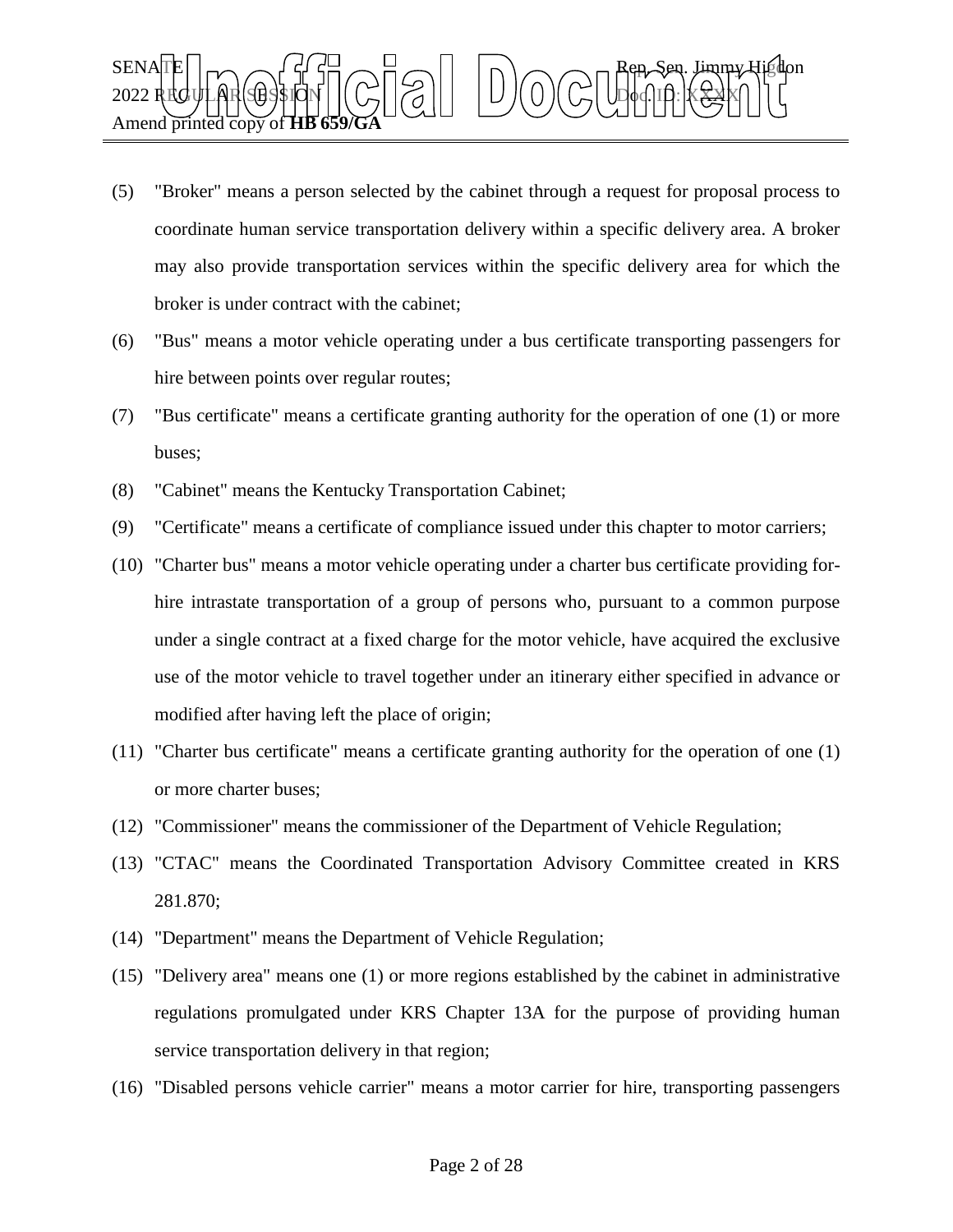(5) "Broker" means a person selected by the cabinet through a request for proposal process to coordinate human service transportation delivery within a specific delivery area. A broker may also provide transportation services within the specific delivery area for which the broker is under contract with the cabinet;

(6) "Bus" means a motor vehicle operating under a bus certificate transporting passengers for hire between points over regular routes;

(7) "Bus certificate" means a certificate granting authority for the operation of one (1) or more buses;

(8) "Cabinet" means the Kentucky Transportation Cabinet;

(9) "Certificate" means a certificate of compliance issued under this chapter to motor carriers;

(10) "Charter bus" means a motor vehicle operating under a charter bus certificate providing for-hire intrastate transportation of a group of persons who, pursuant to a common purpose under a single contract at a fixed charge for the motor vehicle, have acquired the exclusive use of the motor vehicle to travel together under an itinerary either specified in advance or modified after having left the place of origin;

(11) "Charter bus certificate" means a certificate granting authority for the operation of one (1) or more charter buses;

(12) "Commissioner" means the commissioner of the Department of Vehicle Regulation;

(13) "CTAC" means the Coordinated Transportation Advisory Committee created in KRS 281.870;

(14) "Department" means the Department of Vehicle Regulation;

(15) "Delivery area" means one (1) or more regions established by the cabinet in administrative regulations promulgated under KRS Chapter 13A for the purpose of providing human service transportation delivery in that region;

(16) "Disabled persons vehicle carrier" means a motor carrier for hire, transporting passengers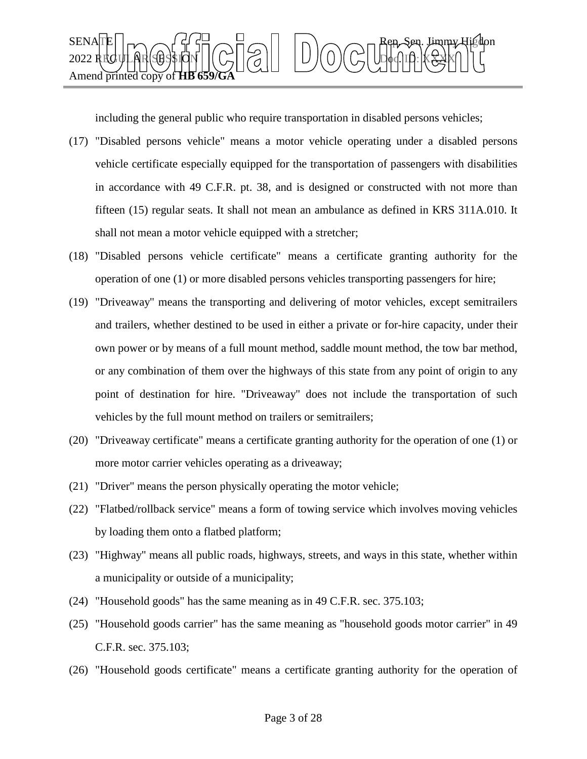including the general public who require transportation in disabled persons vehicles;

(17) "Disabled persons vehicle" means a motor vehicle operating under a disabled persons vehicle certificate especially equipped for the transportation of passengers with disabilities in accordance with 49 C.F.R. pt. 38, and is designed or constructed with not more than fifteen (15) regular seats. It shall not mean an ambulance as defined in KRS 311A.010. It shall not mean a motor vehicle equipped with a stretcher;

(18) "Disabled persons vehicle certificate" means a certificate granting authority for the operation of one (1) or more disabled persons vehicles transporting passengers for hire;

(19) "Driveaway" means the transporting and delivering of motor vehicles, except semitrailers and trailers, whether destined to be used in either a private or for-hire capacity, under their own power or by means of a full mount method, saddle mount method, the tow bar method, or any combination of them over the highways of this state from any point of origin to any point of destination for hire. "Driveaway" does not include the transportation of such vehicles by the full mount method on trailers or semitrailers;

(20) "Driveaway certificate" means a certificate granting authority for the operation of one (1) or more motor carrier vehicles operating as a driveaway;

(21) "Driver" means the person physically operating the motor vehicle;

(22) "Flatbed/rollback service" means a form of towing service which involves moving vehicles by loading them onto a flatbed platform;

(23) "Highway" means all public roads, highways, streets, and ways in this state, whether within a municipality or outside of a municipality;

(24) "Household goods" has the same meaning as in 49 C.F.R. sec. 375.103;

(25) "Household goods carrier" has the same meaning as "household goods motor carrier" in 49 C.F.R. sec. 375.103;

(26) "Household goods certificate" means a certificate granting authority for the operation of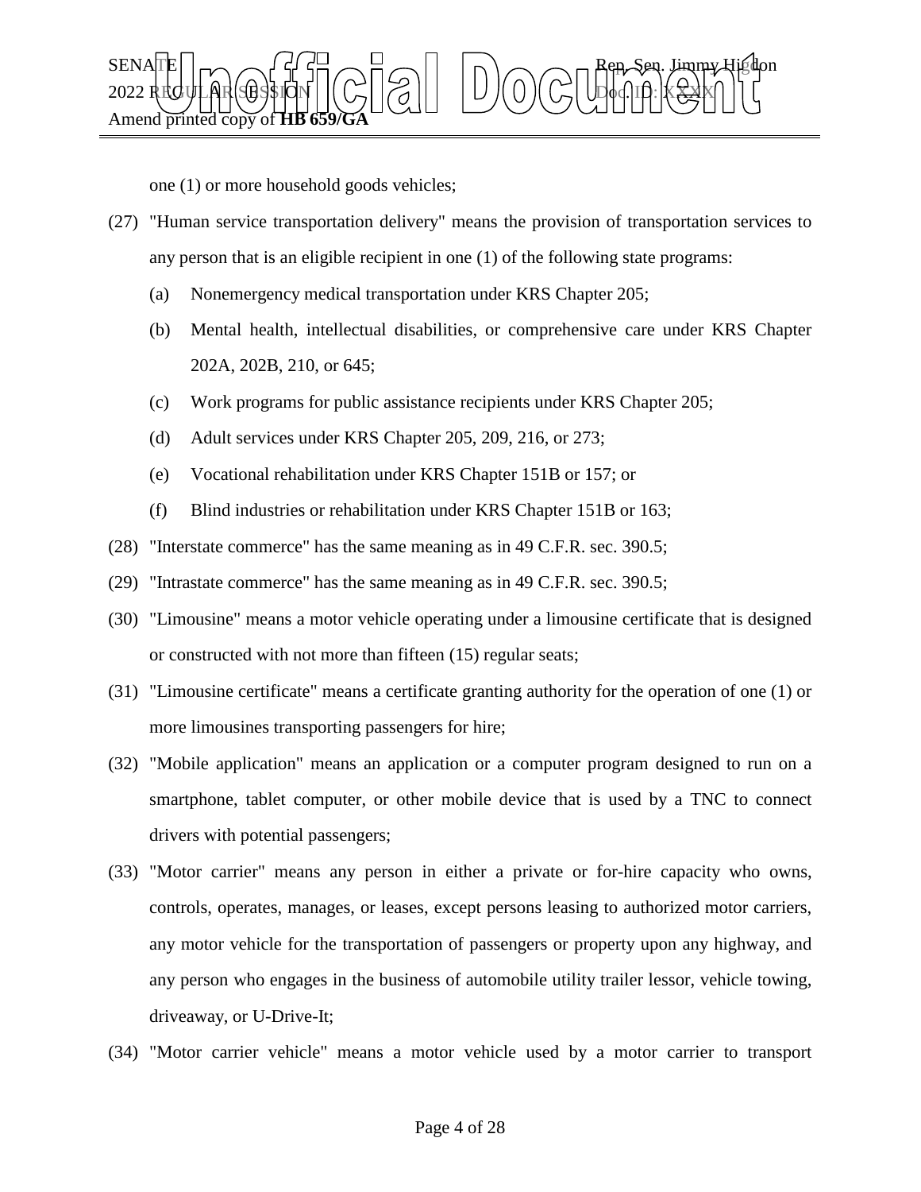one (1) or more household goods vehicles;

(27) "Human service transportation delivery" means the provision of transportation services to any person that is an eligible recipient in one (1) of the following state programs:

(a) Nonemergency medical transportation under KRS Chapter 205;

(b) Mental health, intellectual disabilities, or comprehensive care under KRS Chapter 202A, 202B, 210, or 645;

(c) Work programs for public assistance recipients under KRS Chapter 205;

(d) Adult services under KRS Chapter 205, 209, 216, or 273;

(e) Vocational rehabilitation under KRS Chapter 151B or 157; or

(f) Blind industries or rehabilitation under KRS Chapter 151B or 163;

(28) "Interstate commerce" has the same meaning as in 49 C.F.R. sec. 390.5;

(29) "Intrastate commerce" has the same meaning as in 49 C.F.R. sec. 390.5;

(30) "Limousine" means a motor vehicle operating under a limousine certificate that is designed or constructed with not more than fifteen (15) regular seats;

(31) "Limousine certificate" means a certificate granting authority for the operation of one (1) or more limousines transporting passengers for hire;

(32) "Mobile application" means an application or a computer program designed to run on a smartphone, tablet computer, or other mobile device that is used by a TNC to connect drivers with potential passengers;

(33) "Motor carrier" means any person in either a private or for-hire capacity who owns, controls, operates, manages, or leases, except persons leasing to authorized motor carriers, any motor vehicle for the transportation of passengers or property upon any highway, and any person who engages in the business of automobile utility trailer lessor, vehicle towing, driveaway, or U-Drive-It;

(34) "Motor carrier vehicle" means a motor vehicle used by a motor carrier to transport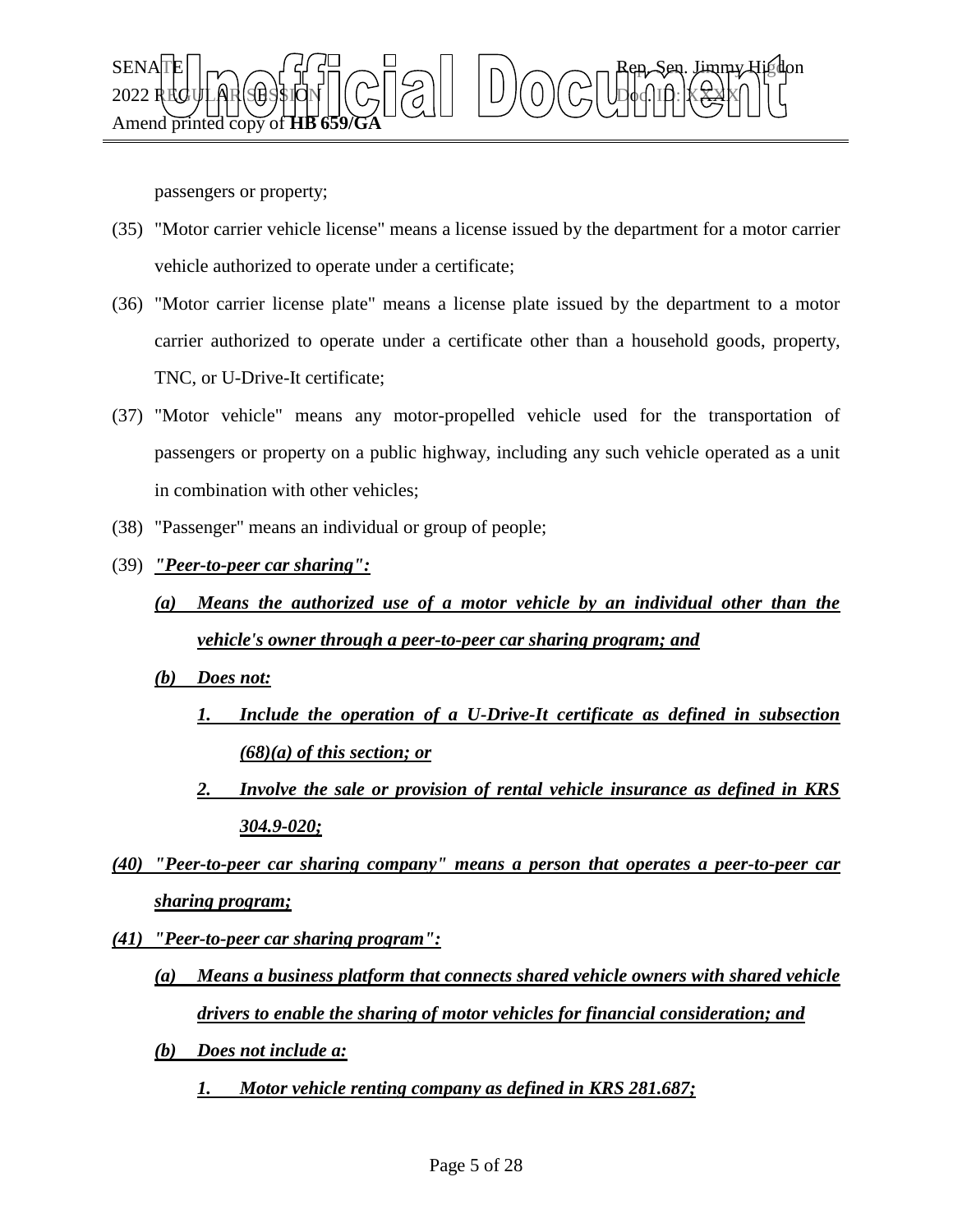passengers or property;

(35) "Motor carrier vehicle license" means a license issued by the department for a motor carrier vehicle authorized to operate under a certificate;

(36) "Motor carrier license plate" means a license plate issued by the department to a motor carrier authorized to operate under a certificate other than a household goods, property, TNC, or U-Drive-It certificate;

(37) "Motor vehicle" means any motor-propelled vehicle used for the transportation of passengers or property on a public highway, including any such vehicle operated as a unit in combination with other vehicles;

(38) "Passenger" means an individual or group of people;

(39) ***"Peer-to-peer car sharing":***

***(a) Means the authorized use of a motor vehicle by an individual other than the vehicle's owner through a peer-to-peer car sharing program; and***

***(b) Does not:***

***1. Include the operation of a U-Drive-It certificate as defined in subsection (68)(a) of this section; or***

***2. Involve the sale or provision of rental vehicle insurance as defined in KRS 304.9-020;***

***(40) "Peer-to-peer car sharing company" means a person that operates a peer-to-peer car sharing program;***

***(41) "Peer-to-peer car sharing program":***

***(a) Means a business platform that connects shared vehicle owners with shared vehicle drivers to enable the sharing of motor vehicles for financial consideration; and***

***(b) Does not include a:***

***1. Motor vehicle renting company as defined in KRS 281.687;***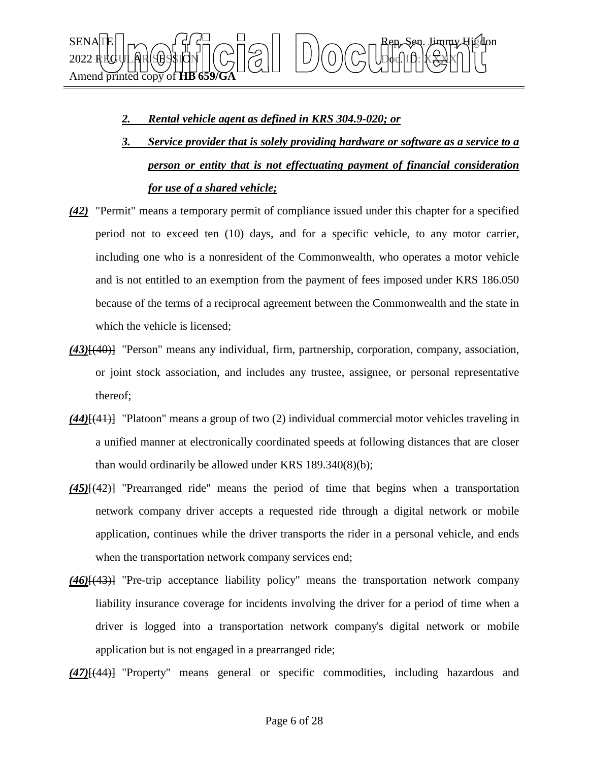*__2.	Rental vehicle agent as defined in KRS 304.9-020; or__*

*__3.	Service provider that is solely providing hardware or software as a service to a person or entity that is not effectuating payment of financial consideration for use of a shared vehicle;__*

*__(42)__* "Permit" means a temporary permit of compliance issued under this chapter for a specified period not to exceed ten (10) days, and for a specific vehicle, to any motor carrier, including one who is a nonresident of the Commonwealth, who operates a motor vehicle and is not entitled to an exemption from the payment of fees imposed under KRS 186.050 because of the terms of a reciprocal agreement between the Commonwealth and the state in which the vehicle is licensed;

*__(43)__*[~~(40)~~] "Person" means any individual, firm, partnership, corporation, company, association, or joint stock association, and includes any trustee, assignee, or personal representative thereof;

*__(44)__*[~~(41)~~] "Platoon" means a group of two (2) individual commercial motor vehicles traveling in a unified manner at electronically coordinated speeds at following distances that are closer than would ordinarily be allowed under KRS 189.340(8)(b);

*__(45)__*[~~(42)~~] "Prearranged ride" means the period of time that begins when a transportation network company driver accepts a requested ride through a digital network or mobile application, continues while the driver transports the rider in a personal vehicle, and ends when the transportation network company services end;

*__(46)__*[~~(43)~~] "Pre-trip acceptance liability policy" means the transportation network company liability insurance coverage for incidents involving the driver for a period of time when a driver is logged into a transportation network company's digital network or mobile application but is not engaged in a prearranged ride;

*__(47)__*[~~(44)~~] "Property" means general or specific commodities, including hazardous and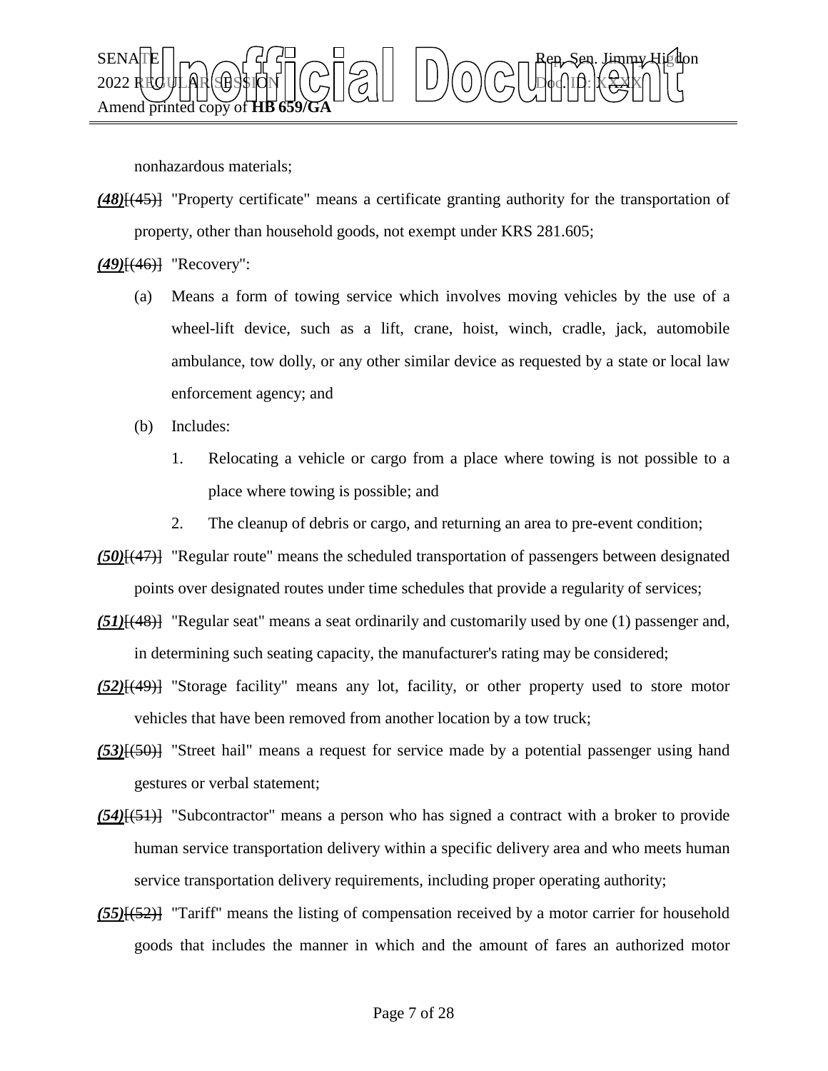nonhazardous materials;

***(48)***~~[(45)]~~ "Property certificate" means a certificate granting authority for the transportation of property, other than household goods, not exempt under KRS 281.605;

***(49)***~~[(46)]~~ "Recovery":

(a) Means a form of towing service which involves moving vehicles by the use of a wheel-lift device, such as a lift, crane, hoist, winch, cradle, jack, automobile ambulance, tow dolly, or any other similar device as requested by a state or local law enforcement agency; and

(b) Includes:

1. Relocating a vehicle or cargo from a place where towing is not possible to a place where towing is possible; and

2. The cleanup of debris or cargo, and returning an area to pre-event condition;

***(50)***~~[(47)]~~ "Regular route" means the scheduled transportation of passengers between designated points over designated routes under time schedules that provide a regularity of services;

***(51)***~~[(48)]~~ "Regular seat" means a seat ordinarily and customarily used by one (1) passenger and, in determining such seating capacity, the manufacturer's rating may be considered;

***(52)***~~[(49)]~~ "Storage facility" means any lot, facility, or other property used to store motor vehicles that have been removed from another location by a tow truck;

***(53)***~~[(50)]~~ "Street hail" means a request for service made by a potential passenger using hand gestures or verbal statement;

***(54)***~~[(51)]~~ "Subcontractor" means a person who has signed a contract with a broker to provide human service transportation delivery within a specific delivery area and who meets human service transportation delivery requirements, including proper operating authority;

***(55)***~~[(52)]~~ "Tariff" means the listing of compensation received by a motor carrier for household goods that includes the manner in which and the amount of fares an authorized motor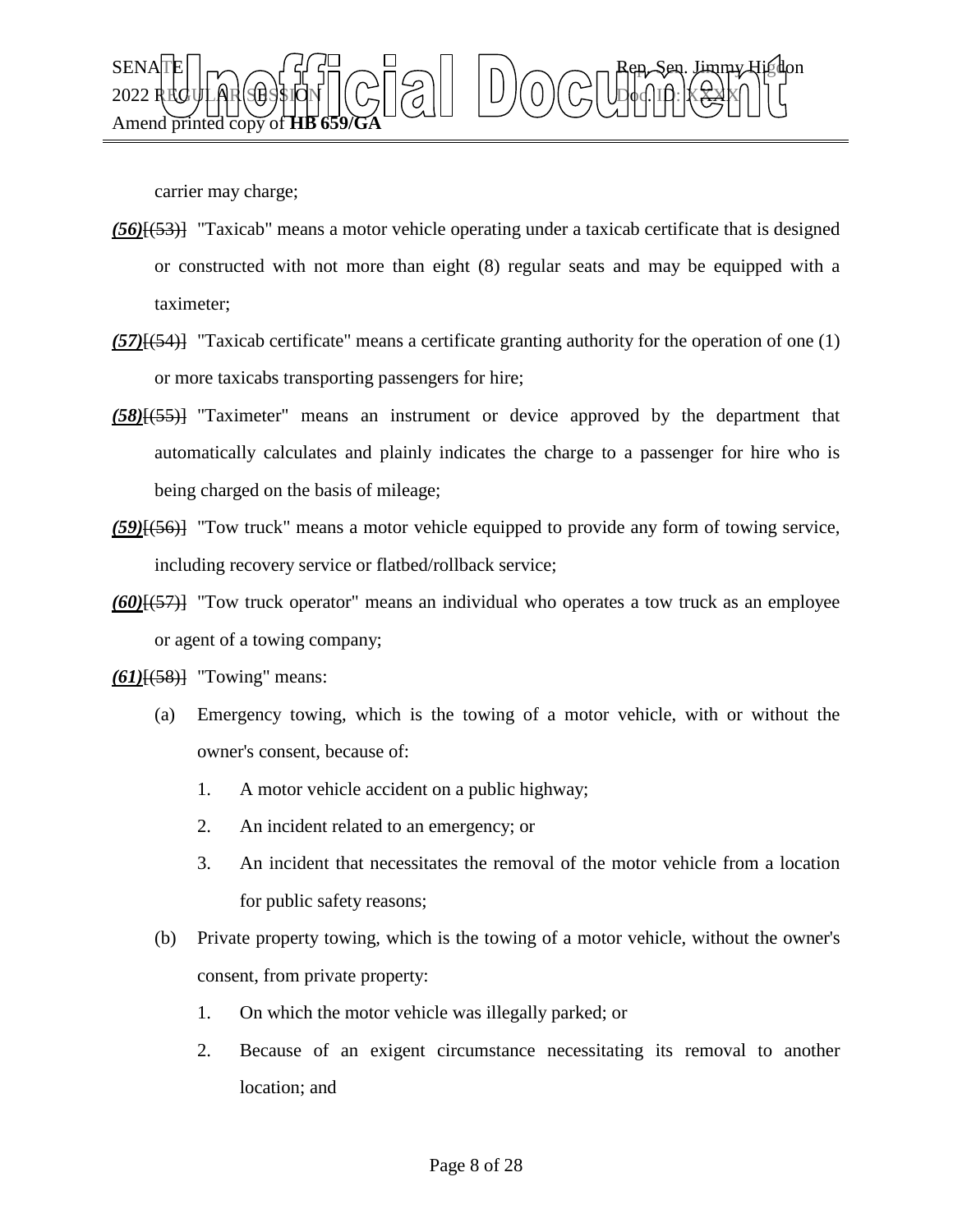carrier may charge;

***(56)***[(53)] "Taxicab" means a motor vehicle operating under a taxicab certificate that is designed or constructed with not more than eight (8) regular seats and may be equipped with a taximeter;

***(57)***[(54)] "Taxicab certificate" means a certificate granting authority for the operation of one (1) or more taxicabs transporting passengers for hire;

***(58)***[(55)] "Taximeter" means an instrument or device approved by the department that automatically calculates and plainly indicates the charge to a passenger for hire who is being charged on the basis of mileage;

***(59)***[(56)] "Tow truck" means a motor vehicle equipped to provide any form of towing service, including recovery service or flatbed/rollback service;

***(60)***[(57)] "Tow truck operator" means an individual who operates a tow truck as an employee or agent of a towing company;

***(61)***[(58)] "Towing" means:

(a) Emergency towing, which is the towing of a motor vehicle, with or without the owner's consent, because of:

1. A motor vehicle accident on a public highway;
2. An incident related to an emergency; or
3. An incident that necessitates the removal of the motor vehicle from a location for public safety reasons;

(b) Private property towing, which is the towing of a motor vehicle, without the owner's consent, from private property:

1. On which the motor vehicle was illegally parked; or
2. Because of an exigent circumstance necessitating its removal to another location; and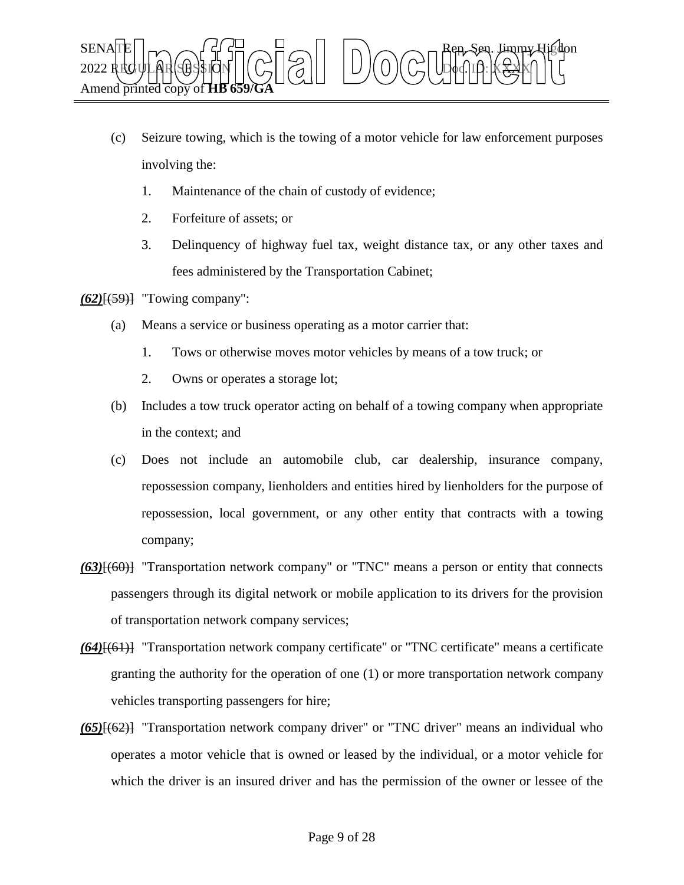(c) Seizure towing, which is the towing of a motor vehicle for law enforcement purposes involving the:

1. Maintenance of the chain of custody of evidence;
2. Forfeiture of assets; or
3. Delinquency of highway fuel tax, weight distance tax, or any other taxes and fees administered by the Transportation Cabinet;

***(62)***[(59)] "Towing company":

(a) Means a service or business operating as a motor carrier that:

1. Tows or otherwise moves motor vehicles by means of a tow truck; or
2. Owns or operates a storage lot;

(b) Includes a tow truck operator acting on behalf of a towing company when appropriate in the context; and

(c) Does not include an automobile club, car dealership, insurance company, repossession company, lienholders and entities hired by lienholders for the purpose of repossession, local government, or any other entity that contracts with a towing company;

***(63)***[(60)] "Transportation network company" or "TNC" means a person or entity that connects passengers through its digital network or mobile application to its drivers for the provision of transportation network company services;

***(64)***[(61)] "Transportation network company certificate" or "TNC certificate" means a certificate granting the authority for the operation of one (1) or more transportation network company vehicles transporting passengers for hire;

***(65)***[(62)] "Transportation network company driver" or "TNC driver" means an individual who operates a motor vehicle that is owned or leased by the individual, or a motor vehicle for which the driver is an insured driver and has the permission of the owner or lessee of the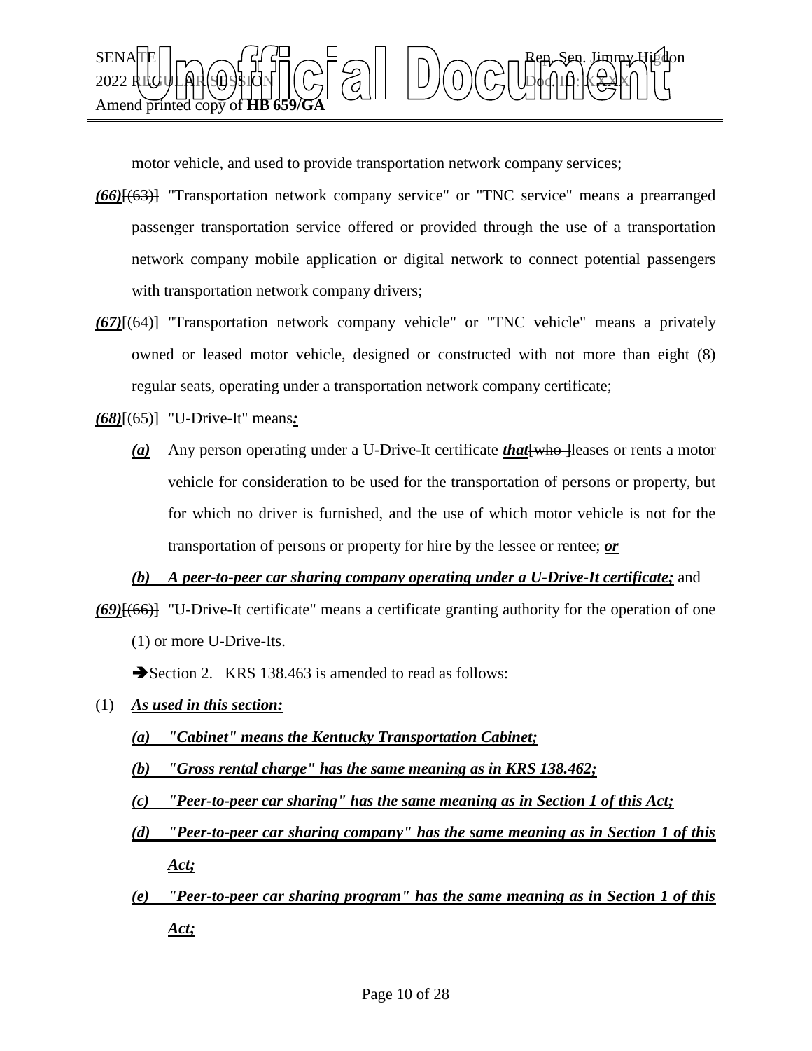motor vehicle, and used to provide transportation network company services;

***(66)***[(63)] "Transportation network company service" or "TNC service" means a prearranged passenger transportation service offered or provided through the use of a transportation network company mobile application or digital network to connect potential passengers with transportation network company drivers;

***(67)***[(64)] "Transportation network company vehicle" or "TNC vehicle" means a privately owned or leased motor vehicle, designed or constructed with not more than eight (8) regular seats, operating under a transportation network company certificate;

***(68)***[(65)] "U-Drive-It" means***:***

***(a)*** Any person operating under a U-Drive-It certificate ***that***[who ]leases or rents a motor vehicle for consideration to be used for the transportation of persons or property, but for which no driver is furnished, and the use of which motor vehicle is not for the transportation of persons or property for hire by the lessee or rentee; ***or***

***(b) A peer-to-peer car sharing company operating under a U-Drive-It certificate;*** and

***(69)***[(66)] "U-Drive-It certificate" means a certificate granting authority for the operation of one (1) or more U-Drive-Its.

➔Section 2. KRS 138.463 is amended to read as follows:

(1) ***As used in this section:***

***(a) "Cabinet" means the Kentucky Transportation Cabinet;***

***(b) "Gross rental charge" has the same meaning as in KRS 138.462;***

***(c) "Peer-to-peer car sharing" has the same meaning as in Section 1 of this Act;***

***(d) "Peer-to-peer car sharing company" has the same meaning as in Section 1 of this Act;***

***(e) "Peer-to-peer car sharing program" has the same meaning as in Section 1 of this Act;***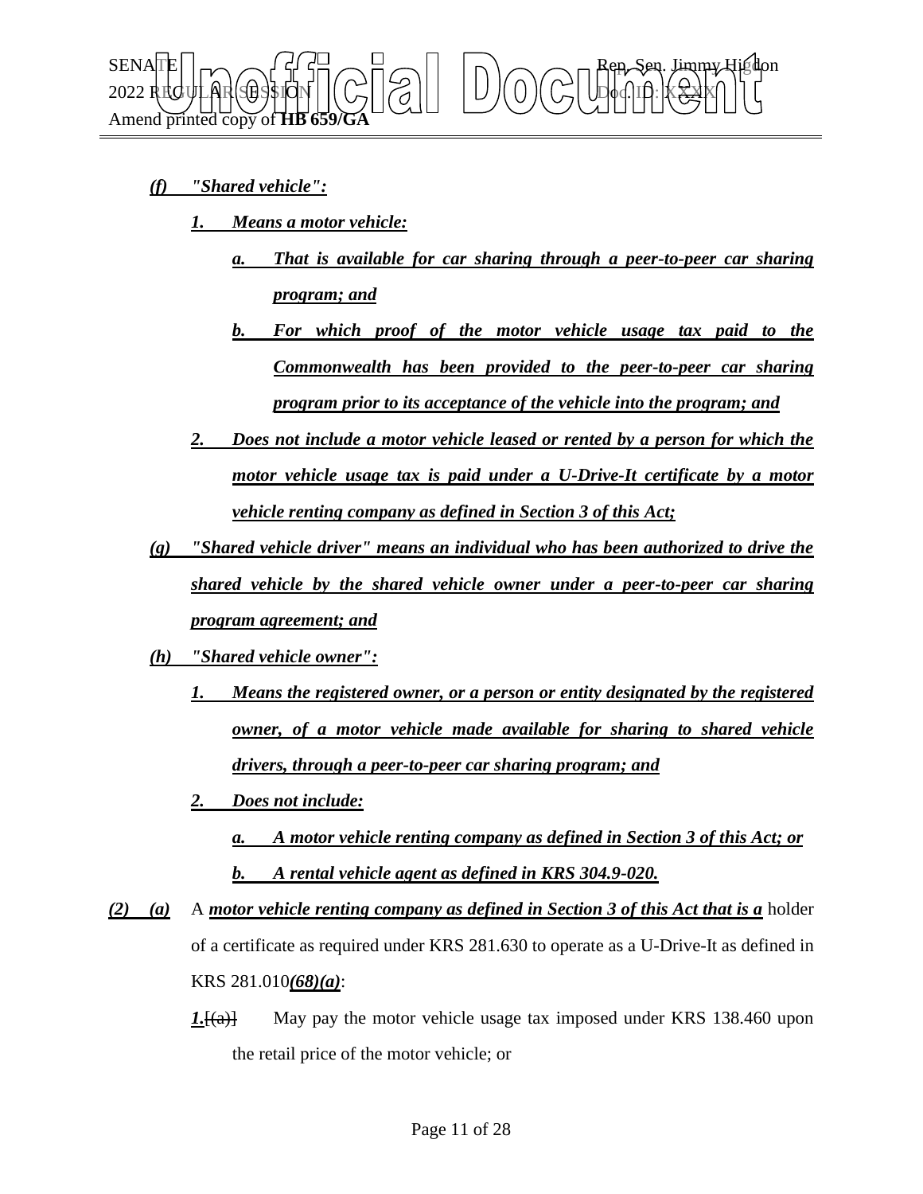***(f)*** ***"Shared vehicle":***

***1.*** ***Means a motor vehicle:***

***a.*** ***That is available for car sharing through a peer-to-peer car sharing program; and***

***b.*** ***For which proof of the motor vehicle usage tax paid to the Commonwealth has been provided to the peer-to-peer car sharing program prior to its acceptance of the vehicle into the program; and***

***2.*** ***Does not include a motor vehicle leased or rented by a person for which the motor vehicle usage tax is paid under a U-Drive-It certificate by a motor vehicle renting company as defined in Section 3 of this Act;***

***(g)*** ***"Shared vehicle driver" means an individual who has been authorized to drive the shared vehicle by the shared vehicle owner under a peer-to-peer car sharing program agreement; and***

***(h)*** ***"Shared vehicle owner":***

***1.*** ***Means the registered owner, or a person or entity designated by the registered owner, of a motor vehicle made available for sharing to shared vehicle drivers, through a peer-to-peer car sharing program; and***

***2.*** ***Does not include:***

***a.*** ***A motor vehicle renting company as defined in Section 3 of this Act; or***

***b.*** ***A rental vehicle agent as defined in KRS 304.9-020.***

***(2)*** ***(a)*** A ***motor vehicle renting company as defined in Section 3 of this Act that is a*** holder of a certificate as required under KRS 281.630 to operate as a U-Drive-It as defined in KRS 281.010***(68)(a)***:

***1.***~~[(a)]~~ May pay the motor vehicle usage tax imposed under KRS 138.460 upon the retail price of the motor vehicle; or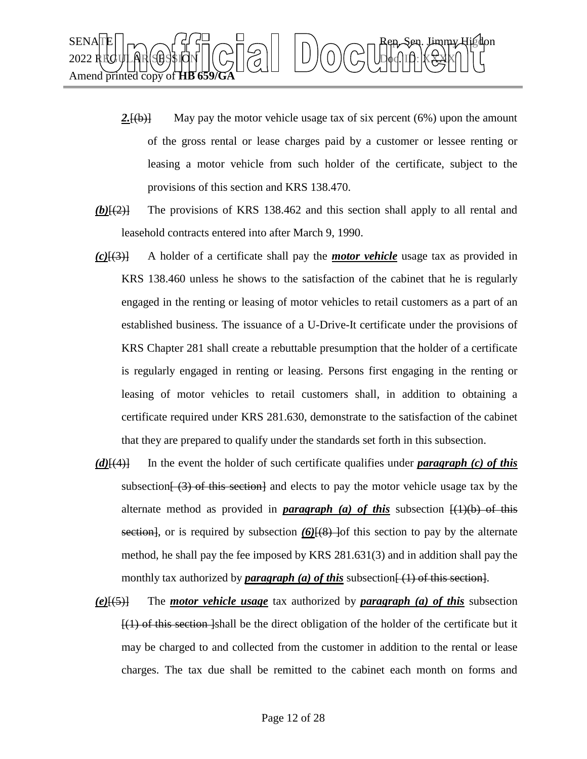***2.***[(b)] May pay the motor vehicle usage tax of six percent (6%) upon the amount of the gross rental or lease charges paid by a customer or lessee renting or leasing a motor vehicle from such holder of the certificate, subject to the provisions of this section and KRS 138.470.

***(b)***[(2)] The provisions of KRS 138.462 and this section shall apply to all rental and leasehold contracts entered into after March 9, 1990.

***(c)***[(3)] A holder of a certificate shall pay the ***motor vehicle*** usage tax as provided in KRS 138.460 unless he shows to the satisfaction of the cabinet that he is regularly engaged in the renting or leasing of motor vehicles to retail customers as a part of an established business. The issuance of a U-Drive-It certificate under the provisions of KRS Chapter 281 shall create a rebuttable presumption that the holder of a certificate is regularly engaged in renting or leasing. Persons first engaging in the renting or leasing of motor vehicles to retail customers shall, in addition to obtaining a certificate required under KRS 281.630, demonstrate to the satisfaction of the cabinet that they are prepared to qualify under the standards set forth in this subsection.

***(d)***[(4)] In the event the holder of such certificate qualifies under ***paragraph (c) of this*** subsection[ (3) of this section] and elects to pay the motor vehicle usage tax by the alternate method as provided in ***paragraph (a) of this*** subsection [(1)(b) of this section], or is required by subsection ***(6)***[(8) ]of this section to pay by the alternate method, he shall pay the fee imposed by KRS 281.631(3) and in addition shall pay the monthly tax authorized by ***paragraph (a) of this*** subsection[ (1) of this section].

***(e)***[(5)] The ***motor vehicle usage*** tax authorized by ***paragraph (a) of this*** subsection [(1) of this section ]shall be the direct obligation of the holder of the certificate but it may be charged to and collected from the customer in addition to the rental or lease charges. The tax due shall be remitted to the cabinet each month on forms and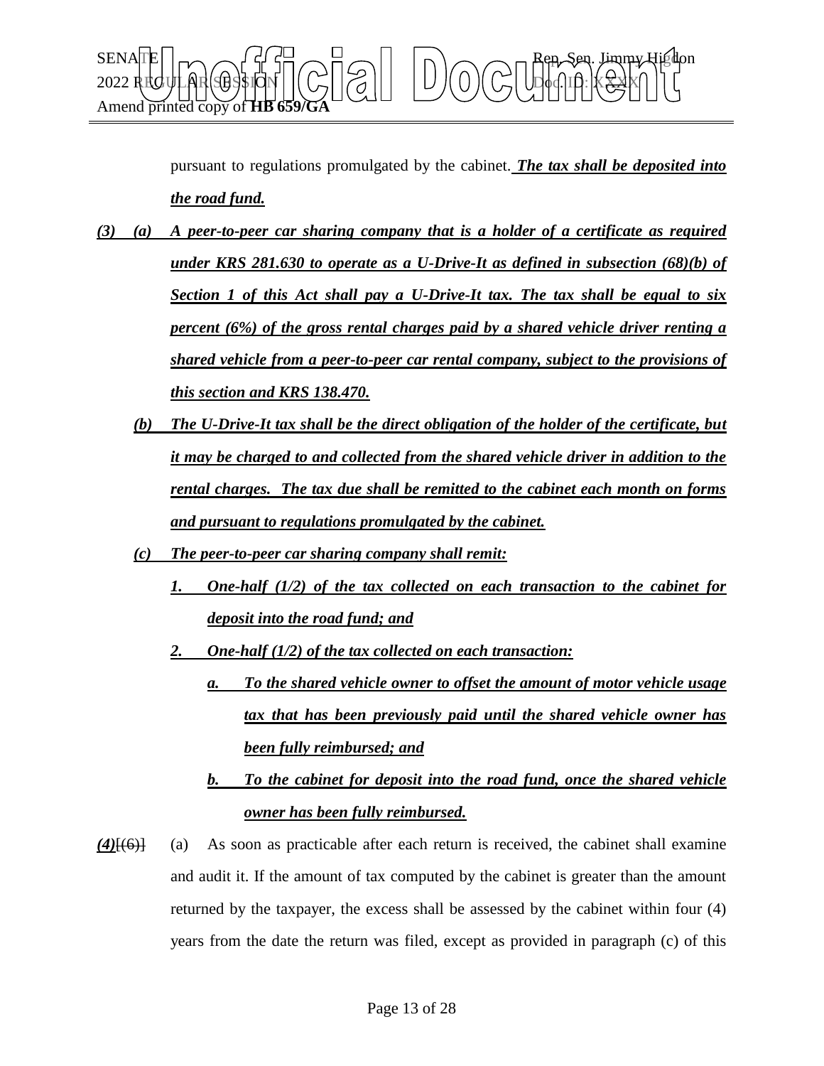pursuant to regulations promulgated by the cabinet. ***The tax shall be deposited into the road fund.***

***(3) (a) A peer-to-peer car sharing company that is a holder of a certificate as required under KRS 281.630 to operate as a U-Drive-It as defined in subsection (68)(b) of Section 1 of this Act shall pay a U-Drive-It tax. The tax shall be equal to six percent (6%) of the gross rental charges paid by a shared vehicle driver renting a shared vehicle from a peer-to-peer car rental company, subject to the provisions of this section and KRS 138.470.***

***(b) The U-Drive-It tax shall be the direct obligation of the holder of the certificate, but it may be charged to and collected from the shared vehicle driver in addition to the rental charges. The tax due shall be remitted to the cabinet each month on forms and pursuant to regulations promulgated by the cabinet.***

***(c) The peer-to-peer car sharing company shall remit:***

***1. One-half (1/2) of the tax collected on each transaction to the cabinet for deposit into the road fund; and***

***2. One-half (1/2) of the tax collected on each transaction:***

***a. To the shared vehicle owner to offset the amount of motor vehicle usage tax that has been previously paid until the shared vehicle owner has been fully reimbursed; and***

***b. To the cabinet for deposit into the road fund, once the shared vehicle owner has been fully reimbursed.***

***(4)***[(6)] (a) As soon as practicable after each return is received, the cabinet shall examine and audit it. If the amount of tax computed by the cabinet is greater than the amount returned by the taxpayer, the excess shall be assessed by the cabinet within four (4) years from the date the return was filed, except as provided in paragraph (c) of this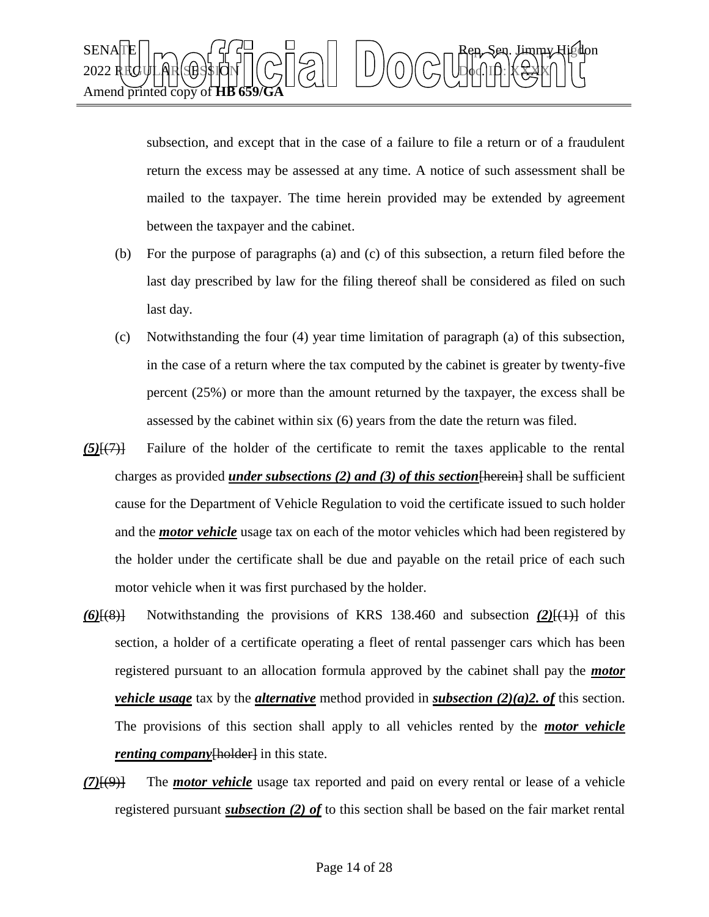subsection, and except that in the case of a failure to file a return or of a fraudulent return the excess may be assessed at any time. A notice of such assessment shall be mailed to the taxpayer. The time herein provided may be extended by agreement between the taxpayer and the cabinet.

(b) For the purpose of paragraphs (a) and (c) of this subsection, a return filed before the last day prescribed by law for the filing thereof shall be considered as filed on such last day.

(c) Notwithstanding the four (4) year time limitation of paragraph (a) of this subsection, in the case of a return where the tax computed by the cabinet is greater by twenty-five percent (25%) or more than the amount returned by the taxpayer, the excess shall be assessed by the cabinet within six (6) years from the date the return was filed.

***(5)***~~[(7)]~~ Failure of the holder of the certificate to remit the taxes applicable to the rental charges as provided ***under subsections (2) and (3) of this section***~~[herein]~~ shall be sufficient cause for the Department of Vehicle Regulation to void the certificate issued to such holder and the ***motor vehicle*** usage tax on each of the motor vehicles which had been registered by the holder under the certificate shall be due and payable on the retail price of each such motor vehicle when it was first purchased by the holder.

***(6)***~~[(8)]~~ Notwithstanding the provisions of KRS 138.460 and subsection ***(2)***~~[(1)]~~ of this section, a holder of a certificate operating a fleet of rental passenger cars which has been registered pursuant to an allocation formula approved by the cabinet shall pay the ***motor vehicle usage*** tax by the ***alternative*** method provided in ***subsection (2)(a)2. of*** this section. The provisions of this section shall apply to all vehicles rented by the ***motor vehicle renting company***~~[holder]~~ in this state.

***(7)***~~[(9)]~~ The ***motor vehicle*** usage tax reported and paid on every rental or lease of a vehicle registered pursuant ***subsection (2) of*** to this section shall be based on the fair market rental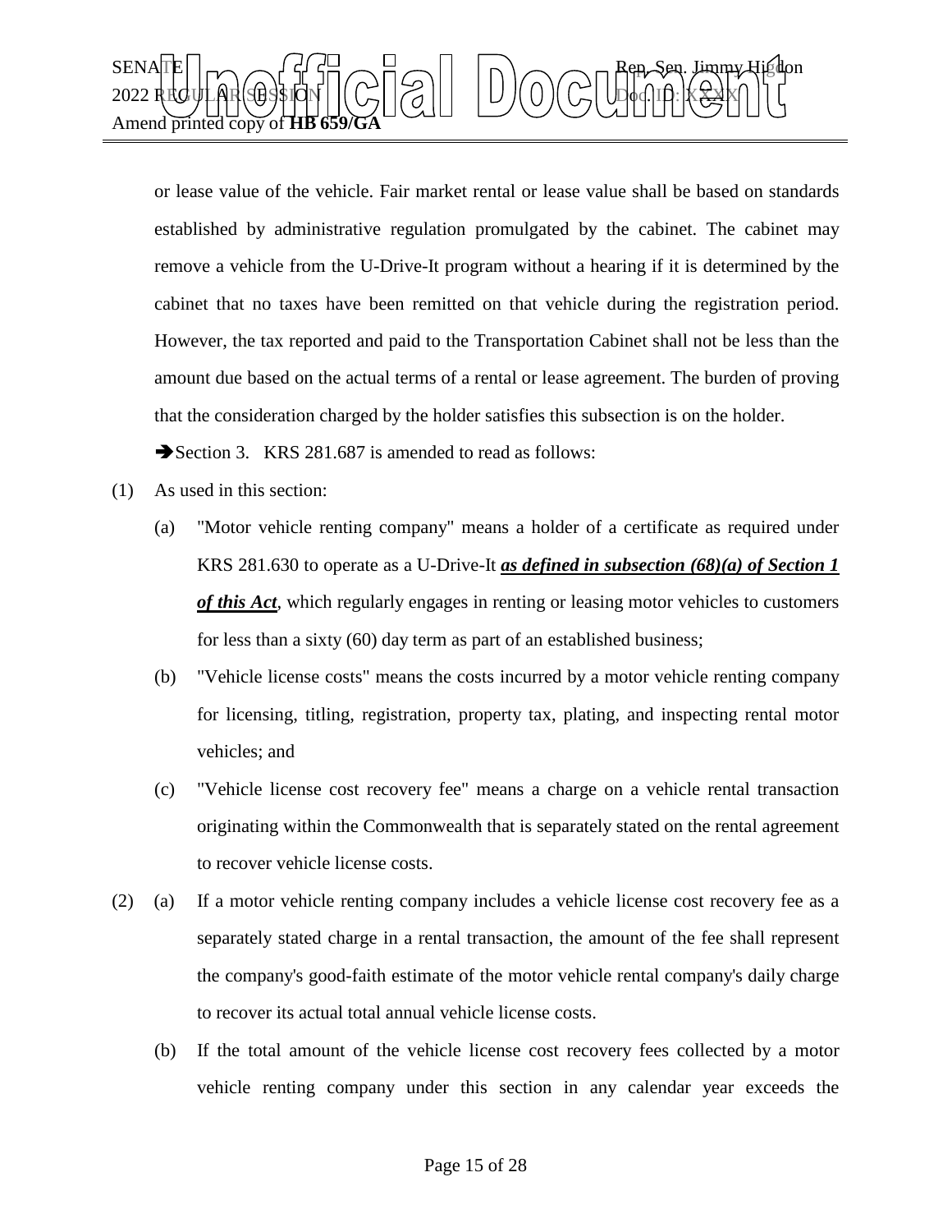or lease value of the vehicle. Fair market rental or lease value shall be based on standards established by administrative regulation promulgated by the cabinet. The cabinet may remove a vehicle from the U-Drive-It program without a hearing if it is determined by the cabinet that no taxes have been remitted on that vehicle during the registration period. However, the tax reported and paid to the Transportation Cabinet shall not be less than the amount due based on the actual terms of a rental or lease agreement. The burden of proving that the consideration charged by the holder satisfies this subsection is on the holder.

➔Section 3. KRS 281.687 is amended to read as follows:

(1) As used in this section:

(a) "Motor vehicle renting company" means a holder of a certificate as required under KRS 281.630 to operate as a U-Drive-It ***as defined in subsection (68)(a) of Section 1 of this Act***, which regularly engages in renting or leasing motor vehicles to customers for less than a sixty (60) day term as part of an established business;

(b) "Vehicle license costs" means the costs incurred by a motor vehicle renting company for licensing, titling, registration, property tax, plating, and inspecting rental motor vehicles; and

(c) "Vehicle license cost recovery fee" means a charge on a vehicle rental transaction originating within the Commonwealth that is separately stated on the rental agreement to recover vehicle license costs.

(2) (a) If a motor vehicle renting company includes a vehicle license cost recovery fee as a separately stated charge in a rental transaction, the amount of the fee shall represent the company's good-faith estimate of the motor vehicle rental company's daily charge to recover its actual total annual vehicle license costs.

(b) If the total amount of the vehicle license cost recovery fees collected by a motor vehicle renting company under this section in any calendar year exceeds the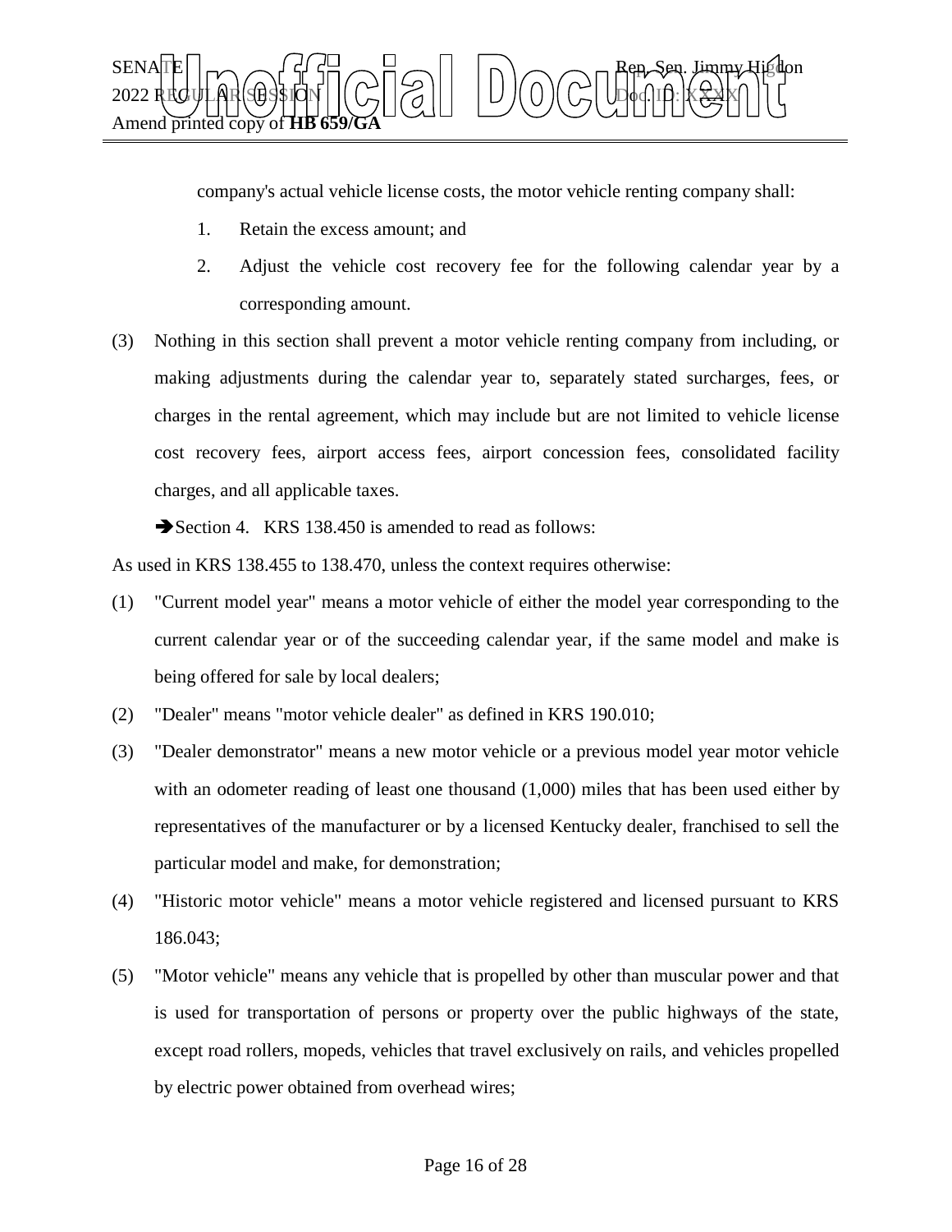company's actual vehicle license costs, the motor vehicle renting company shall:

1. Retain the excess amount; and
2. Adjust the vehicle cost recovery fee for the following calendar year by a corresponding amount.

(3) Nothing in this section shall prevent a motor vehicle renting company from including, or making adjustments during the calendar year to, separately stated surcharges, fees, or charges in the rental agreement, which may include but are not limited to vehicle license cost recovery fees, airport access fees, airport concession fees, consolidated facility charges, and all applicable taxes.

➔Section 4. KRS 138.450 is amended to read as follows:

As used in KRS 138.455 to 138.470, unless the context requires otherwise:

(1) "Current model year" means a motor vehicle of either the model year corresponding to the current calendar year or of the succeeding calendar year, if the same model and make is being offered for sale by local dealers;

(2) "Dealer" means "motor vehicle dealer" as defined in KRS 190.010;

(3) "Dealer demonstrator" means a new motor vehicle or a previous model year motor vehicle with an odometer reading of least one thousand (1,000) miles that has been used either by representatives of the manufacturer or by a licensed Kentucky dealer, franchised to sell the particular model and make, for demonstration;

(4) "Historic motor vehicle" means a motor vehicle registered and licensed pursuant to KRS 186.043;

(5) "Motor vehicle" means any vehicle that is propelled by other than muscular power and that is used for transportation of persons or property over the public highways of the state, except road rollers, mopeds, vehicles that travel exclusively on rails, and vehicles propelled by electric power obtained from overhead wires;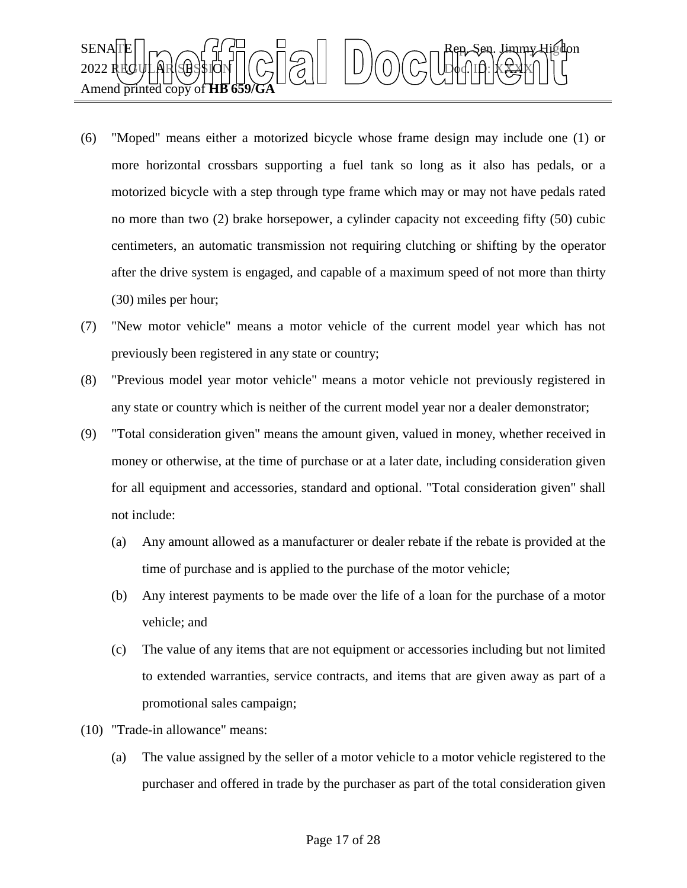(6) "Moped" means either a motorized bicycle whose frame design may include one (1) or more horizontal crossbars supporting a fuel tank so long as it also has pedals, or a motorized bicycle with a step through type frame which may or may not have pedals rated no more than two (2) brake horsepower, a cylinder capacity not exceeding fifty (50) cubic centimeters, an automatic transmission not requiring clutching or shifting by the operator after the drive system is engaged, and capable of a maximum speed of not more than thirty (30) miles per hour;

(7) "New motor vehicle" means a motor vehicle of the current model year which has not previously been registered in any state or country;

(8) "Previous model year motor vehicle" means a motor vehicle not previously registered in any state or country which is neither of the current model year nor a dealer demonstrator;

(9) "Total consideration given" means the amount given, valued in money, whether received in money or otherwise, at the time of purchase or at a later date, including consideration given for all equipment and accessories, standard and optional. "Total consideration given" shall not include:

 (a) Any amount allowed as a manufacturer or dealer rebate if the rebate is provided at the time of purchase and is applied to the purchase of the motor vehicle;

 (b) Any interest payments to be made over the life of a loan for the purchase of a motor vehicle; and

 (c) The value of any items that are not equipment or accessories including but not limited to extended warranties, service contracts, and items that are given away as part of a promotional sales campaign;

(10) "Trade-in allowance" means:

 (a) The value assigned by the seller of a motor vehicle to a motor vehicle registered to the purchaser and offered in trade by the purchaser as part of the total consideration given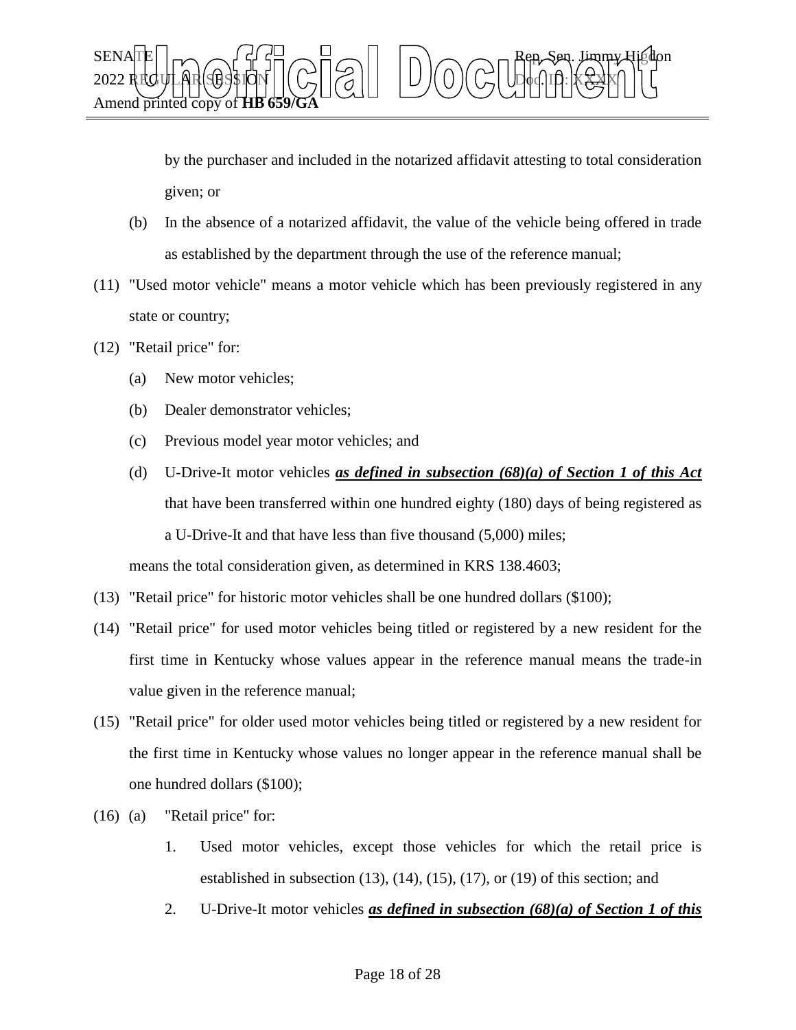by the purchaser and included in the notarized affidavit attesting to total consideration given; or

(b) In the absence of a notarized affidavit, the value of the vehicle being offered in trade as established by the department through the use of the reference manual;

(11) "Used motor vehicle" means a motor vehicle which has been previously registered in any state or country;

(12) "Retail price" for:

(a) New motor vehicles;

(b) Dealer demonstrator vehicles;

(c) Previous model year motor vehicles; and

(d) U-Drive-It motor vehicles ***as defined in subsection (68)(a) of Section 1 of this Act*** that have been transferred within one hundred eighty (180) days of being registered as a U-Drive-It and that have less than five thousand (5,000) miles;

means the total consideration given, as determined in KRS 138.4603;

(13) "Retail price" for historic motor vehicles shall be one hundred dollars ($100);

(14) "Retail price" for used motor vehicles being titled or registered by a new resident for the first time in Kentucky whose values appear in the reference manual means the trade-in value given in the reference manual;

(15) "Retail price" for older used motor vehicles being titled or registered by a new resident for the first time in Kentucky whose values no longer appear in the reference manual shall be one hundred dollars ($100);

(16) (a) "Retail price" for:

1. Used motor vehicles, except those vehicles for which the retail price is established in subsection (13), (14), (15), (17), or (19) of this section; and

2. U-Drive-It motor vehicles ***as defined in subsection (68)(a) of Section 1 of this***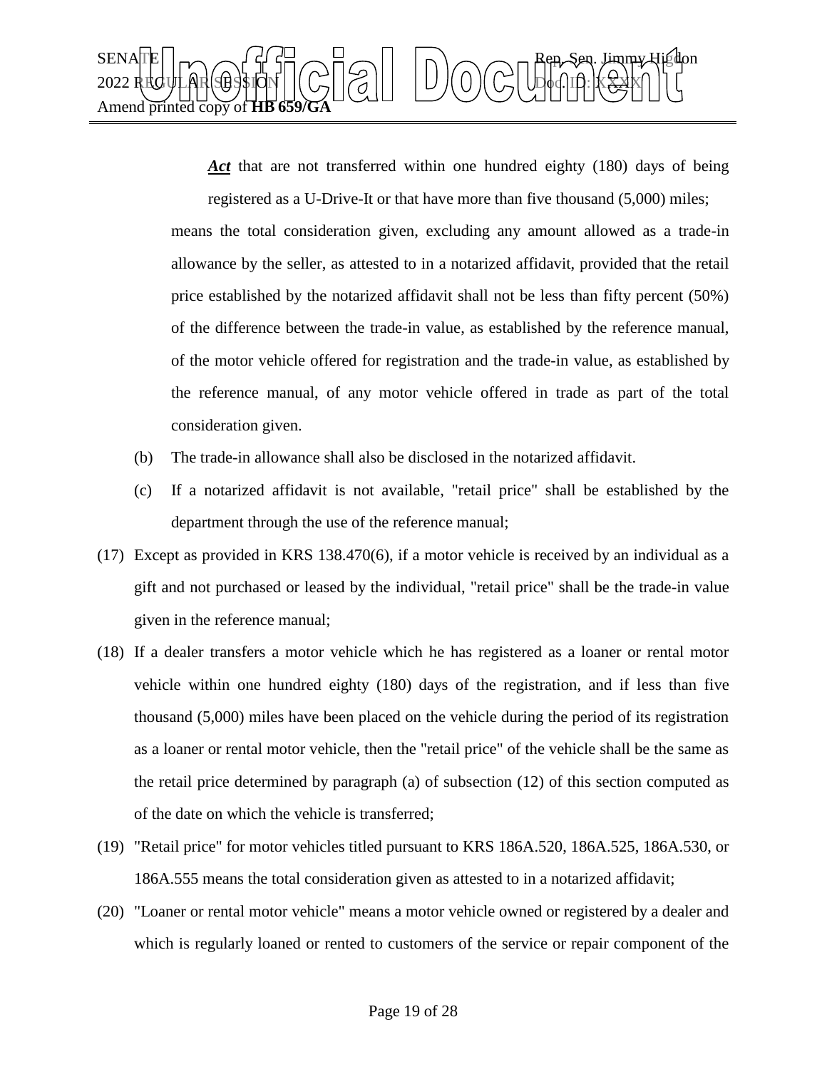***Act*** that are not transferred within one hundred eighty (180) days of being registered as a U-Drive-It or that have more than five thousand (5,000) miles;

means the total consideration given, excluding any amount allowed as a trade-in allowance by the seller, as attested to in a notarized affidavit, provided that the retail price established by the notarized affidavit shall not be less than fifty percent (50%) of the difference between the trade-in value, as established by the reference manual, of the motor vehicle offered for registration and the trade-in value, as established by the reference manual, of any motor vehicle offered in trade as part of the total consideration given.

(b) The trade-in allowance shall also be disclosed in the notarized affidavit.

(c) If a notarized affidavit is not available, "retail price" shall be established by the department through the use of the reference manual;

(17) Except as provided in KRS 138.470(6), if a motor vehicle is received by an individual as a gift and not purchased or leased by the individual, "retail price" shall be the trade-in value given in the reference manual;

(18) If a dealer transfers a motor vehicle which he has registered as a loaner or rental motor vehicle within one hundred eighty (180) days of the registration, and if less than five thousand (5,000) miles have been placed on the vehicle during the period of its registration as a loaner or rental motor vehicle, then the "retail price" of the vehicle shall be the same as the retail price determined by paragraph (a) of subsection (12) of this section computed as of the date on which the vehicle is transferred;

(19) "Retail price" for motor vehicles titled pursuant to KRS 186A.520, 186A.525, 186A.530, or 186A.555 means the total consideration given as attested to in a notarized affidavit;

(20) "Loaner or rental motor vehicle" means a motor vehicle owned or registered by a dealer and which is regularly loaned or rented to customers of the service or repair component of the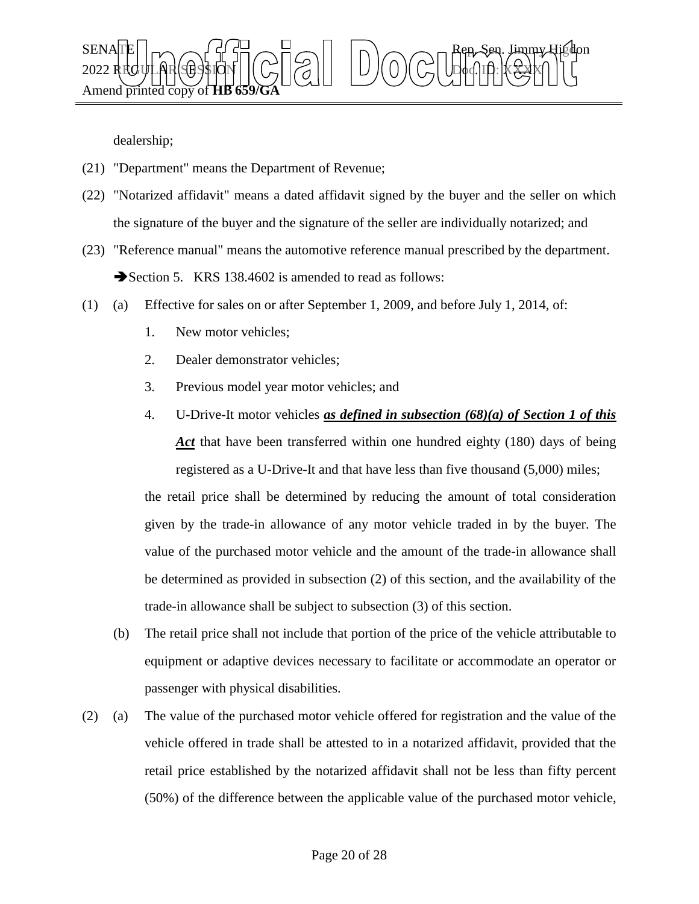dealership;

(21) "Department" means the Department of Revenue;

(22) "Notarized affidavit" means a dated affidavit signed by the buyer and the seller on which the signature of the buyer and the signature of the seller are individually notarized; and

(23) "Reference manual" means the automotive reference manual prescribed by the department.

➔Section 5. KRS 138.4602 is amended to read as follows:

(1) (a) Effective for sales on or after September 1, 2009, and before July 1, 2014, of:

1. New motor vehicles;
2. Dealer demonstrator vehicles;
3. Previous model year motor vehicles; and
4. U-Drive-It motor vehicles ***as defined in subsection (68)(a) of Section 1 of this Act*** that have been transferred within one hundred eighty (180) days of being registered as a U-Drive-It and that have less than five thousand (5,000) miles;

the retail price shall be determined by reducing the amount of total consideration given by the trade-in allowance of any motor vehicle traded in by the buyer. The value of the purchased motor vehicle and the amount of the trade-in allowance shall be determined as provided in subsection (2) of this section, and the availability of the trade-in allowance shall be subject to subsection (3) of this section.

(b) The retail price shall not include that portion of the price of the vehicle attributable to equipment or adaptive devices necessary to facilitate or accommodate an operator or passenger with physical disabilities.

(2) (a) The value of the purchased motor vehicle offered for registration and the value of the vehicle offered in trade shall be attested to in a notarized affidavit, provided that the retail price established by the notarized affidavit shall not be less than fifty percent (50%) of the difference between the applicable value of the purchased motor vehicle,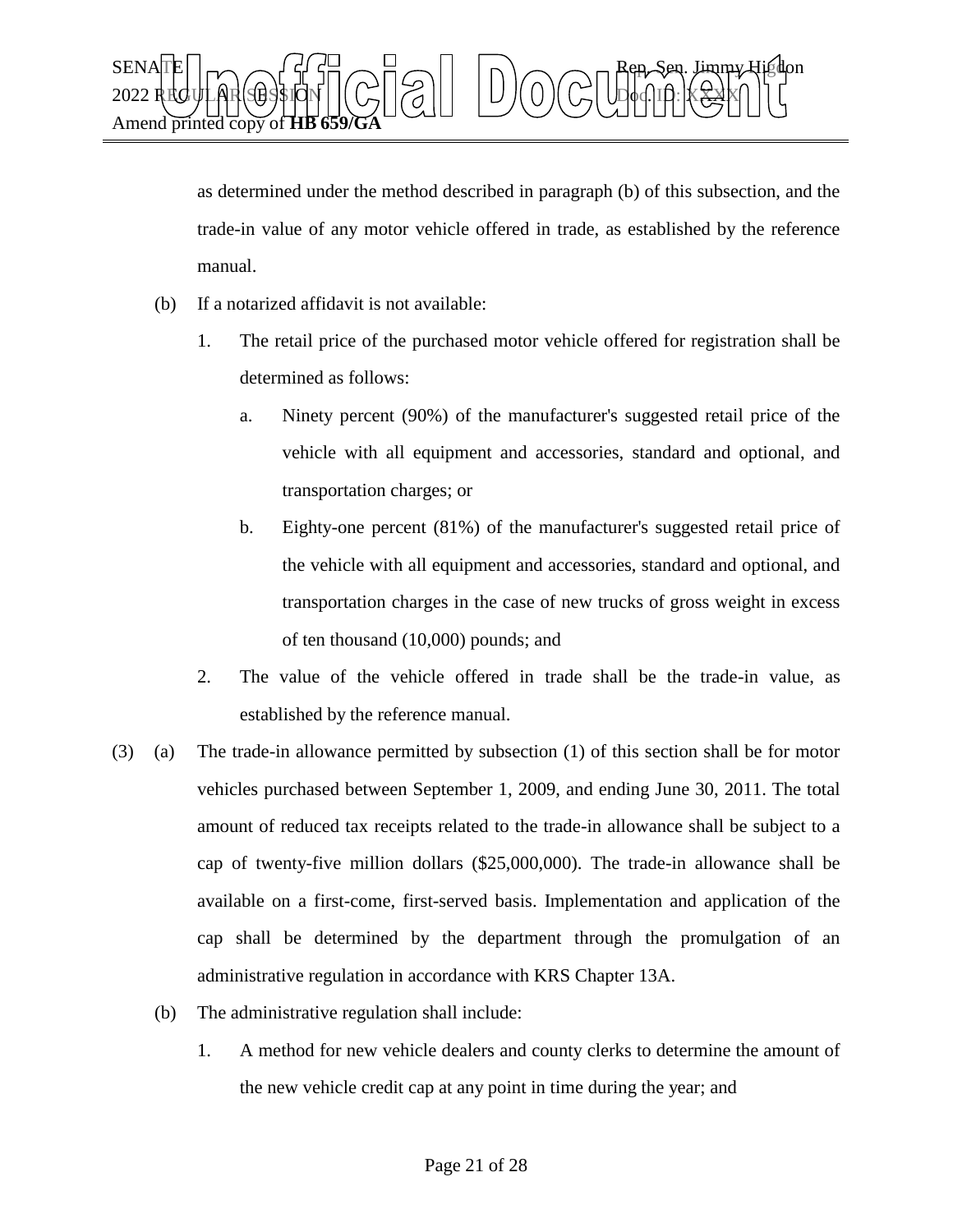as determined under the method described in paragraph (b) of this subsection, and the trade-in value of any motor vehicle offered in trade, as established by the reference manual.

(b) If a notarized affidavit is not available:

1. The retail price of the purchased motor vehicle offered for registration shall be determined as follows:

   a. Ninety percent (90%) of the manufacturer's suggested retail price of the vehicle with all equipment and accessories, standard and optional, and transportation charges; or

   b. Eighty-one percent (81%) of the manufacturer's suggested retail price of the vehicle with all equipment and accessories, standard and optional, and transportation charges in the case of new trucks of gross weight in excess of ten thousand (10,000) pounds; and

2. The value of the vehicle offered in trade shall be the trade-in value, as established by the reference manual.

(3) (a) The trade-in allowance permitted by subsection (1) of this section shall be for motor vehicles purchased between September 1, 2009, and ending June 30, 2011. The total amount of reduced tax receipts related to the trade-in allowance shall be subject to a cap of twenty-five million dollars ($25,000,000). The trade-in allowance shall be available on a first-come, first-served basis. Implementation and application of the cap shall be determined by the department through the promulgation of an administrative regulation in accordance with KRS Chapter 13A.

(b) The administrative regulation shall include:

1. A method for new vehicle dealers and county clerks to determine the amount of the new vehicle credit cap at any point in time during the year; and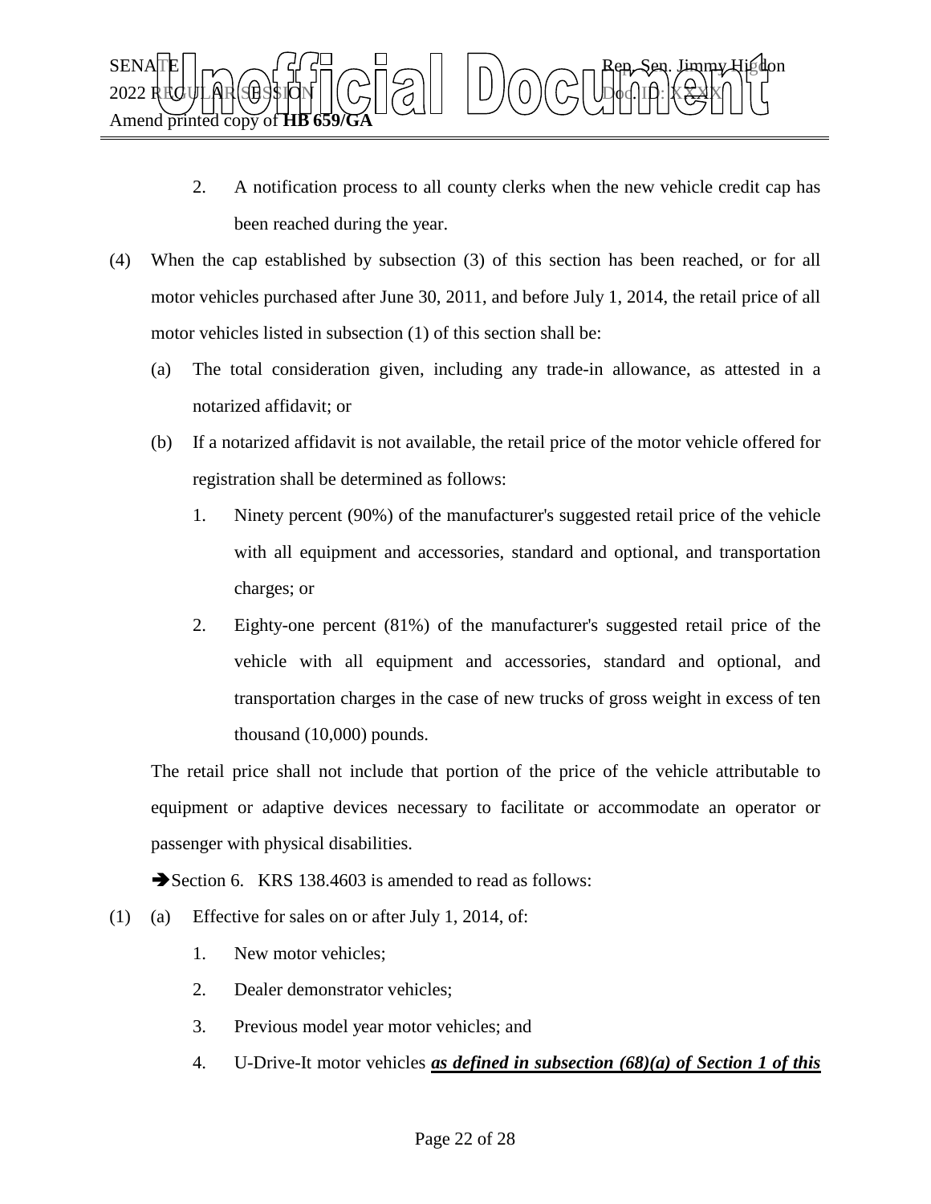2. A notification process to all county clerks when the new vehicle credit cap has been reached during the year.

(4) When the cap established by subsection (3) of this section has been reached, or for all motor vehicles purchased after June 30, 2011, and before July 1, 2014, the retail price of all motor vehicles listed in subsection (1) of this section shall be:

(a) The total consideration given, including any trade-in allowance, as attested in a notarized affidavit; or

(b) If a notarized affidavit is not available, the retail price of the motor vehicle offered for registration shall be determined as follows:

1. Ninety percent (90%) of the manufacturer's suggested retail price of the vehicle with all equipment and accessories, standard and optional, and transportation charges; or

2. Eighty-one percent (81%) of the manufacturer's suggested retail price of the vehicle with all equipment and accessories, standard and optional, and transportation charges in the case of new trucks of gross weight in excess of ten thousand (10,000) pounds.

The retail price shall not include that portion of the price of the vehicle attributable to equipment or adaptive devices necessary to facilitate or accommodate an operator or passenger with physical disabilities.

➔Section 6. KRS 138.4603 is amended to read as follows:

(1) (a) Effective for sales on or after July 1, 2014, of:

1. New motor vehicles;

2. Dealer demonstrator vehicles;

3. Previous model year motor vehicles; and

4. U-Drive-It motor vehicles ***as defined in subsection (68)(a) of Section 1 of this***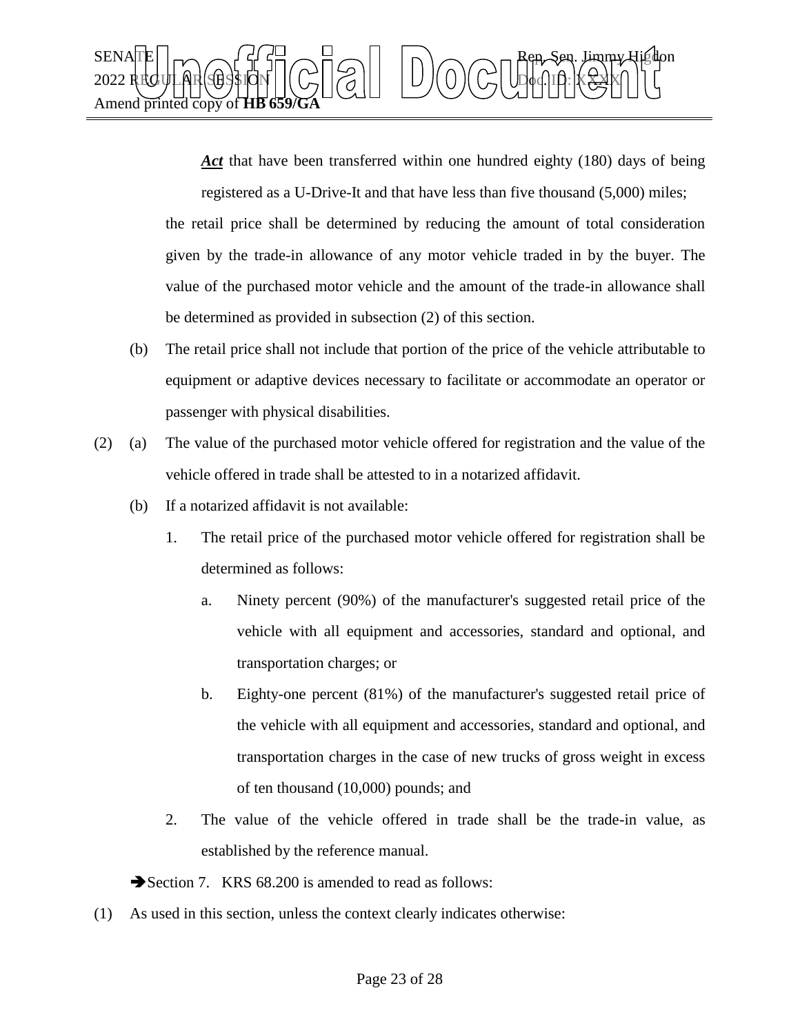***Act*** that have been transferred within one hundred eighty (180) days of being registered as a U-Drive-It and that have less than five thousand (5,000) miles;

the retail price shall be determined by reducing the amount of total consideration given by the trade-in allowance of any motor vehicle traded in by the buyer. The value of the purchased motor vehicle and the amount of the trade-in allowance shall be determined as provided in subsection (2) of this section.

(b) The retail price shall not include that portion of the price of the vehicle attributable to equipment or adaptive devices necessary to facilitate or accommodate an operator or passenger with physical disabilities.

(2) (a) The value of the purchased motor vehicle offered for registration and the value of the vehicle offered in trade shall be attested to in a notarized affidavit.

(b) If a notarized affidavit is not available:

1. The retail price of the purchased motor vehicle offered for registration shall be determined as follows:

a. Ninety percent (90%) of the manufacturer's suggested retail price of the vehicle with all equipment and accessories, standard and optional, and transportation charges; or

b. Eighty-one percent (81%) of the manufacturer's suggested retail price of the vehicle with all equipment and accessories, standard and optional, and transportation charges in the case of new trucks of gross weight in excess of ten thousand (10,000) pounds; and

2. The value of the vehicle offered in trade shall be the trade-in value, as established by the reference manual.

➔Section 7. KRS 68.200 is amended to read as follows:

(1) As used in this section, unless the context clearly indicates otherwise: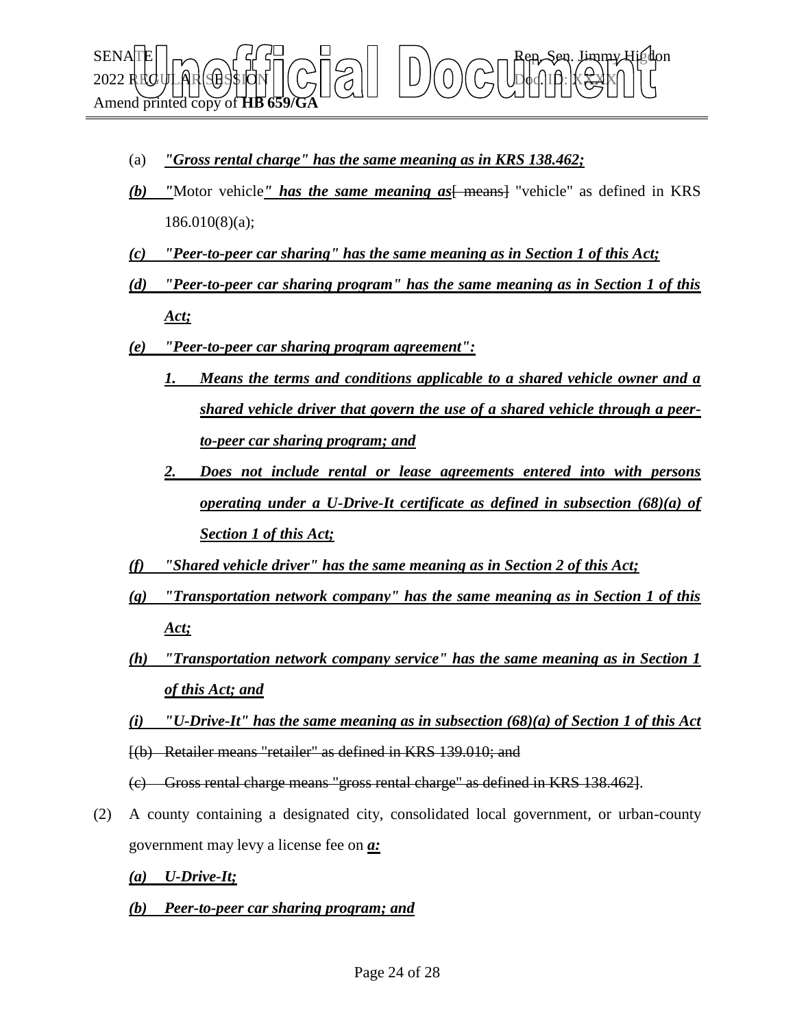(a) ***"Gross rental charge" has the same meaning as in KRS 138.462;***

***(b)*** ***"***Motor vehicle***" has the same meaning as***[ means] "vehicle" as defined in KRS 186.010(8)(a);

***(c) "Peer-to-peer car sharing" has the same meaning as in Section 1 of this Act;***

***(d) "Peer-to-peer car sharing program" has the same meaning as in Section 1 of this Act;***

***(e) "Peer-to-peer car sharing program agreement":***

***1. Means the terms and conditions applicable to a shared vehicle owner and a shared vehicle driver that govern the use of a shared vehicle through a peer-to-peer car sharing program; and***

***2. Does not include rental or lease agreements entered into with persons operating under a U-Drive-It certificate as defined in subsection (68)(a) of Section 1 of this Act;***

***(f) "Shared vehicle driver" has the same meaning as in Section 2 of this Act;***

***(g) "Transportation network company" has the same meaning as in Section 1 of this Act;***

***(h) "Transportation network company service" has the same meaning as in Section 1 of this Act; and***

***(i) "U-Drive-It" has the same meaning as in subsection (68)(a) of Section 1 of this Act***

[(b) Retailer means "retailer" as defined in KRS 139.010; and

(c) Gross rental charge means "gross rental charge" as defined in KRS 138.462].

(2) A county containing a designated city, consolidated local government, or urban-county government may levy a license fee on ***a:***

***(a) U-Drive-It;***

***(b) Peer-to-peer car sharing program; and***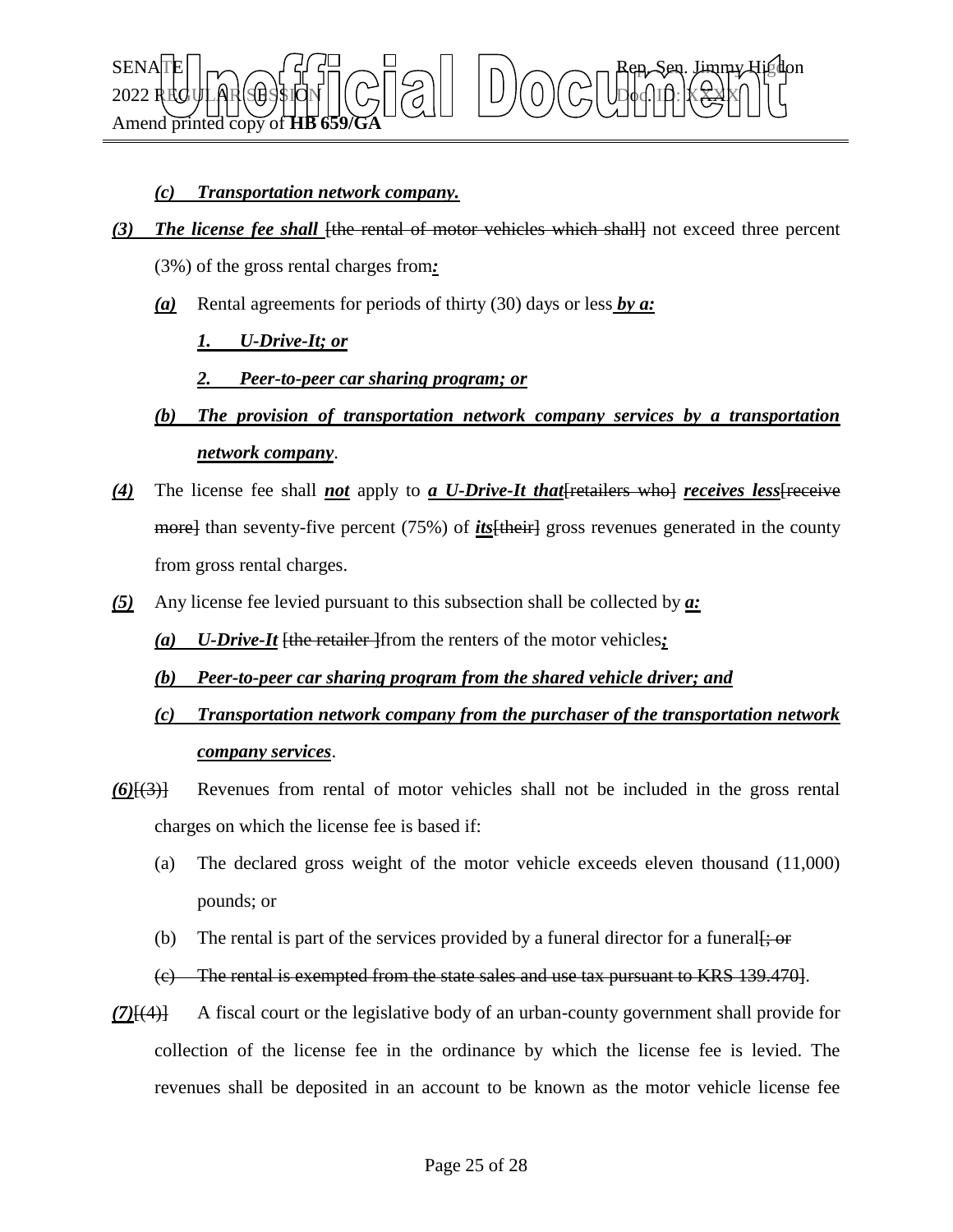*(c) Transportation network company.*

***(3) The license fee shall*** [the rental of motor vehicles which shall] not exceed three percent (3%) of the gross rental charges from***:***

***(a)*** Rental agreements for periods of thirty (30) days or less ***by a:***

***1. U-Drive-It; or***

***2. Peer-to-peer car sharing program; or***

***(b) The provision of transportation network company services by a transportation network company***.

***(4)*** The license fee shall ***not*** apply to ***a U-Drive-It that***[retailers who] ***receives less***[receive more] than seventy-five percent (75%) of ***its***[their] gross revenues generated in the county from gross rental charges.

***(5)*** Any license fee levied pursuant to this subsection shall be collected by ***a:***

***(a) U-Drive-It*** [the retailer ]from the renters of the motor vehicles***;***

***(b) Peer-to-peer car sharing program from the shared vehicle driver; and***

***(c) Transportation network company from the purchaser of the transportation network company services***.

***(6)***[(3)] Revenues from rental of motor vehicles shall not be included in the gross rental charges on which the license fee is based if:

(a) The declared gross weight of the motor vehicle exceeds eleven thousand (11,000) pounds; or

(b) The rental is part of the services provided by a funeral director for a funeral[; or

(c) The rental is exempted from the state sales and use tax pursuant to KRS 139.470].

***(7)***[(4)] A fiscal court or the legislative body of an urban-county government shall provide for collection of the license fee in the ordinance by which the license fee is levied. The revenues shall be deposited in an account to be known as the motor vehicle license fee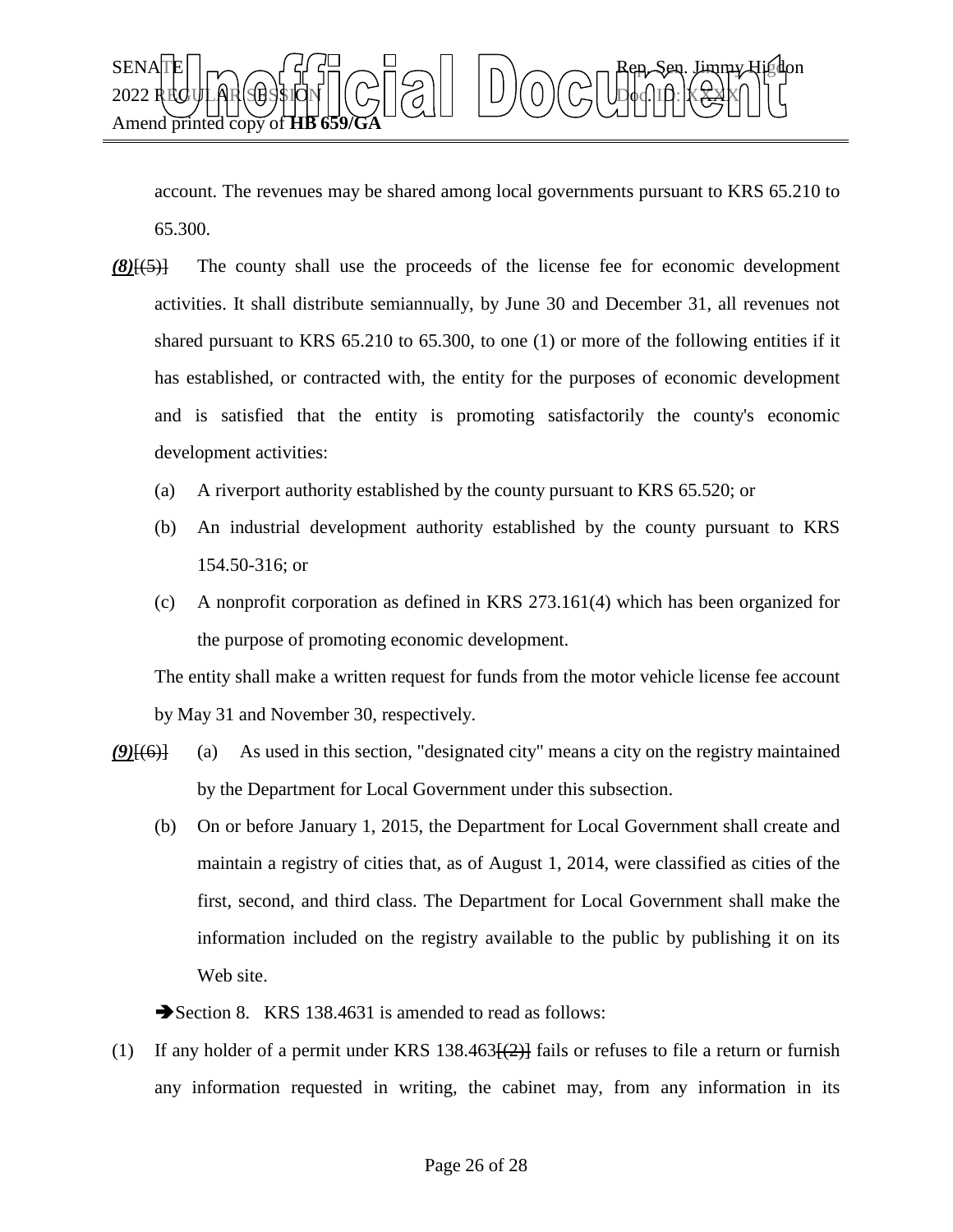account. The revenues may be shared among local governments pursuant to KRS 65.210 to 65.300.

***(8)***~~[(5)]~~ The county shall use the proceeds of the license fee for economic development activities. It shall distribute semiannually, by June 30 and December 31, all revenues not shared pursuant to KRS 65.210 to 65.300, to one (1) or more of the following entities if it has established, or contracted with, the entity for the purposes of economic development and is satisfied that the entity is promoting satisfactorily the county's economic development activities:

(a) A riverport authority established by the county pursuant to KRS 65.520; or

(b) An industrial development authority established by the county pursuant to KRS 154.50-316; or

(c) A nonprofit corporation as defined in KRS 273.161(4) which has been organized for the purpose of promoting economic development.

The entity shall make a written request for funds from the motor vehicle license fee account by May 31 and November 30, respectively.

***(9)***~~[(6)]~~ (a) As used in this section, "designated city" means a city on the registry maintained by the Department for Local Government under this subsection.

(b) On or before January 1, 2015, the Department for Local Government shall create and maintain a registry of cities that, as of August 1, 2014, were classified as cities of the first, second, and third class. The Department for Local Government shall make the information included on the registry available to the public by publishing it on its Web site.

➔Section 8. KRS 138.4631 is amended to read as follows:

(1) If any holder of a permit under KRS 138.463~~[(2)]~~ fails or refuses to file a return or furnish any information requested in writing, the cabinet may, from any information in its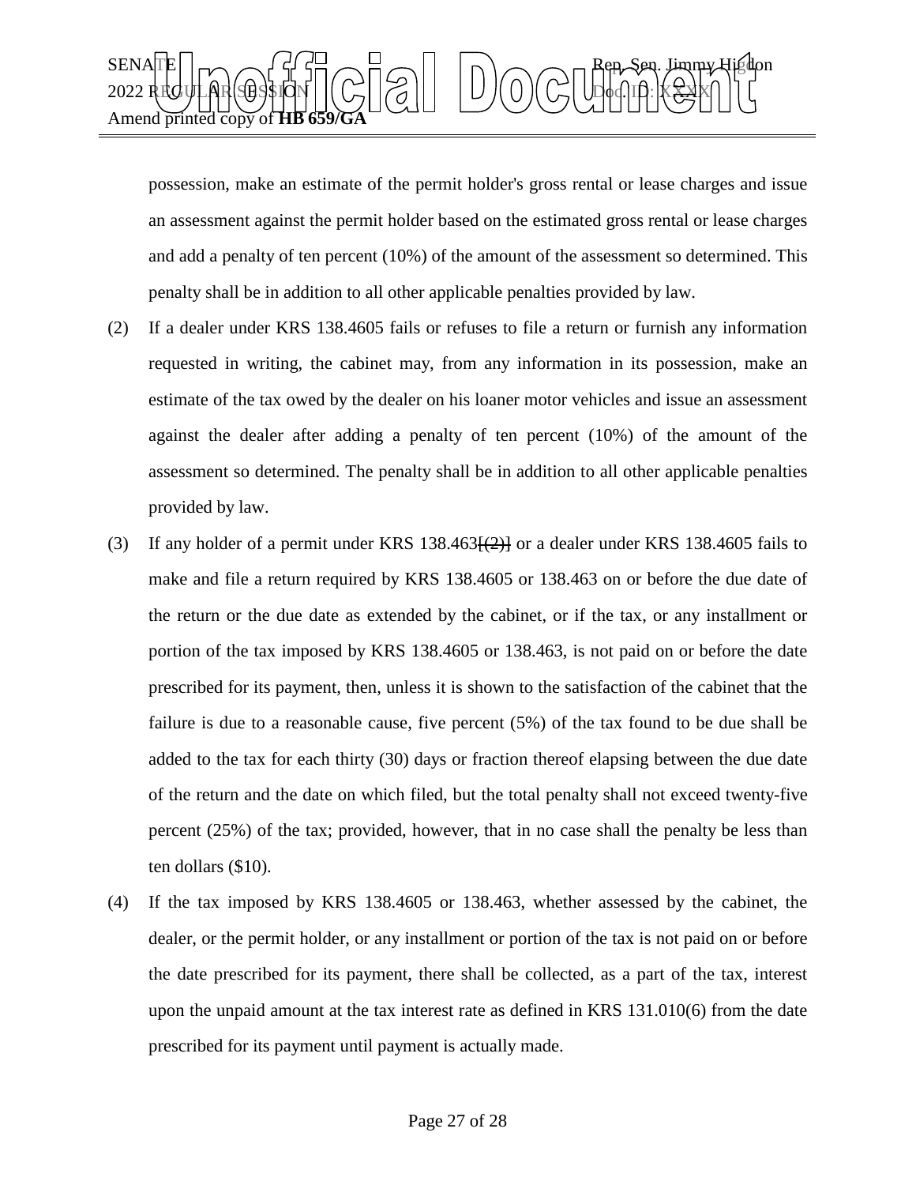possession, make an estimate of the permit holder's gross rental or lease charges and issue an assessment against the permit holder based on the estimated gross rental or lease charges and add a penalty of ten percent (10%) of the amount of the assessment so determined. This penalty shall be in addition to all other applicable penalties provided by law.

(2) If a dealer under KRS 138.4605 fails or refuses to file a return or furnish any information requested in writing, the cabinet may, from any information in its possession, make an estimate of the tax owed by the dealer on his loaner motor vehicles and issue an assessment against the dealer after adding a penalty of ten percent (10%) of the amount of the assessment so determined. The penalty shall be in addition to all other applicable penalties provided by law.

(3) If any holder of a permit under KRS 138.463~~[(2)]~~ or a dealer under KRS 138.4605 fails to make and file a return required by KRS 138.4605 or 138.463 on or before the due date of the return or the due date as extended by the cabinet, or if the tax, or any installment or portion of the tax imposed by KRS 138.4605 or 138.463, is not paid on or before the date prescribed for its payment, then, unless it is shown to the satisfaction of the cabinet that the failure is due to a reasonable cause, five percent (5%) of the tax found to be due shall be added to the tax for each thirty (30) days or fraction thereof elapsing between the due date of the return and the date on which filed, but the total penalty shall not exceed twenty-five percent (25%) of the tax; provided, however, that in no case shall the penalty be less than ten dollars ($10).

(4) If the tax imposed by KRS 138.4605 or 138.463, whether assessed by the cabinet, the dealer, or the permit holder, or any installment or portion of the tax is not paid on or before the date prescribed for its payment, there shall be collected, as a part of the tax, interest upon the unpaid amount at the tax interest rate as defined in KRS 131.010(6) from the date prescribed for its payment until payment is actually made.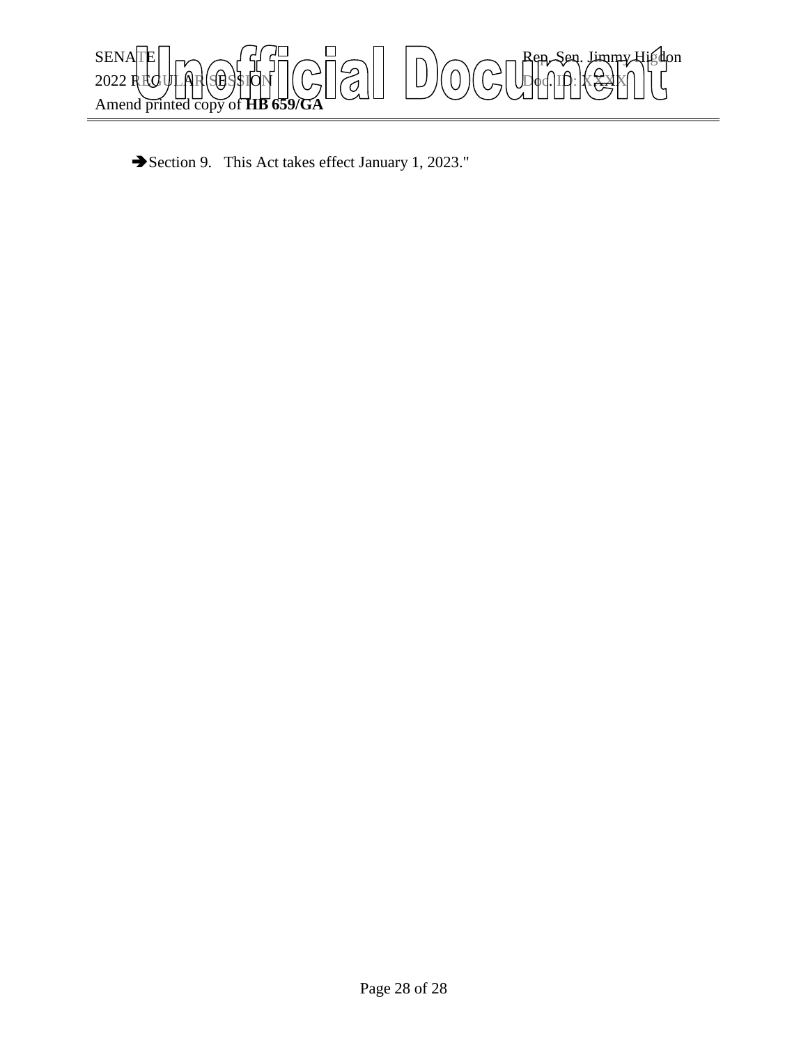➔Section 9. This Act takes effect January 1, 2023."